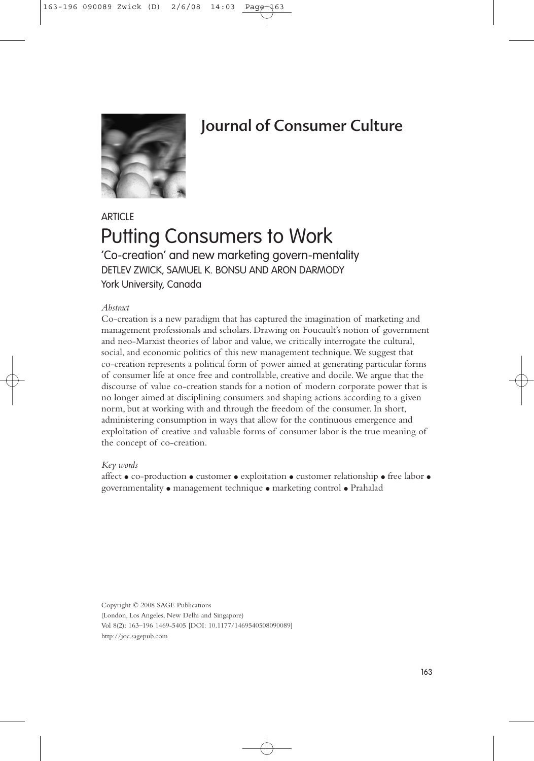# Journal of Consumer Culture

ARTICLE

# Putting Consumers to Work

## 'Co-creation' and new marketing govern-mentality

DETLEV ZWICK, SAMUEL K. BONSU AND ARON DARMODY
York University, Canada

*Abstract*

Co-creation is a new paradigm that has captured the imagination of marketing and management professionals and scholars. Drawing on Foucault's notion of government and neo-Marxist theories of labor and value, we critically interrogate the cultural, social, and economic politics of this new management technique. We suggest that co-creation represents a political form of power aimed at generating particular forms of consumer life at once free and controllable, creative and docile. We argue that the discourse of value co-creation stands for a notion of modern corporate power that is no longer aimed at disciplining consumers and shaping actions according to a given norm, but at working with and through the freedom of the consumer. In short, administering consumption in ways that allow for the continuous emergence and exploitation of creative and valuable forms of consumer labor is the true meaning of the concept of co-creation.

*Key words*

affect • co-production • customer • exploitation • customer relationship • free labor • governmentality • management technique • marketing control • Prahalad

Copyright © 2008 SAGE Publications
(London, Los Angeles, New Delhi and Singapore)
Vol 8(2): 163–196 1469-5405 [DOI: 10.1177/1469540508090089]
http://joc.sagepub.com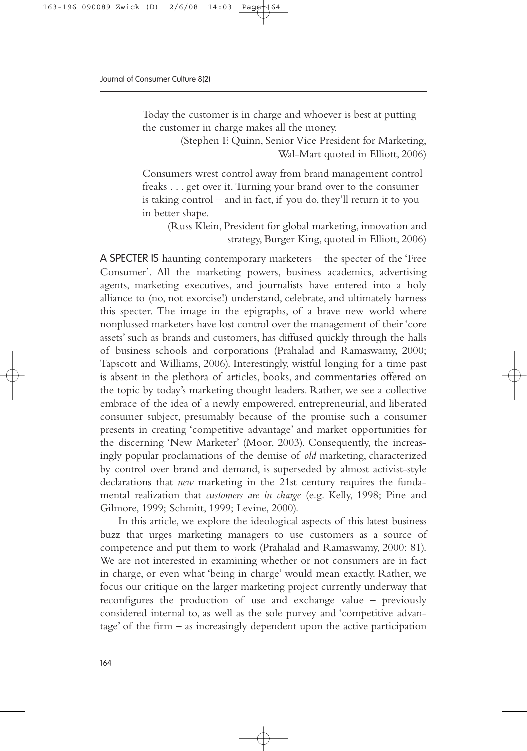> Today the customer is in charge and whoever is best at putting the customer in charge makes all the money.
>
> (Stephen F. Quinn, Senior Vice President for Marketing, Wal-Mart quoted in Elliott, 2006)

> Consumers wrest control away from brand management control freaks . . . get over it. Turning your brand over to the consumer is taking control – and in fact, if you do, they'll return it to you in better shape.
>
> (Russ Klein, President for global marketing, innovation and strategy, Burger King, quoted in Elliott, 2006)

A SPECTER IS haunting contemporary marketers – the specter of the 'Free Consumer'. All the marketing powers, business academics, advertising agents, marketing executives, and journalists have entered into a holy alliance to (no, not exorcise!) understand, celebrate, and ultimately harness this specter. The image in the epigraphs, of a brave new world where nonplussed marketers have lost control over the management of their 'core assets' such as brands and customers, has diffused quickly through the halls of business schools and corporations (Prahalad and Ramaswamy, 2000; Tapscott and Williams, 2006). Interestingly, wistful longing for a time past is absent in the plethora of articles, books, and commentaries offered on the topic by today's marketing thought leaders. Rather, we see a collective embrace of the idea of a newly empowered, entrepreneurial, and liberated consumer subject, presumably because of the promise such a consumer presents in creating 'competitive advantage' and market opportunities for the discerning 'New Marketer' (Moor, 2003). Consequently, the increasingly popular proclamations of the demise of *old* marketing, characterized by control over brand and demand, is superseded by almost activist-style declarations that *new* marketing in the 21st century requires the fundamental realization that *customers are in charge* (e.g. Kelly, 1998; Pine and Gilmore, 1999; Schmitt, 1999; Levine, 2000).

In this article, we explore the ideological aspects of this latest business buzz that urges marketing managers to use customers as a source of competence and put them to work (Prahalad and Ramaswamy, 2000: 81). We are not interested in examining whether or not consumers are in fact in charge, or even what 'being in charge' would mean exactly. Rather, we focus our critique on the larger marketing project currently underway that reconfigures the production of use and exchange value – previously considered internal to, as well as the sole purvey and 'competitive advantage' of the firm – as increasingly dependent upon the active participation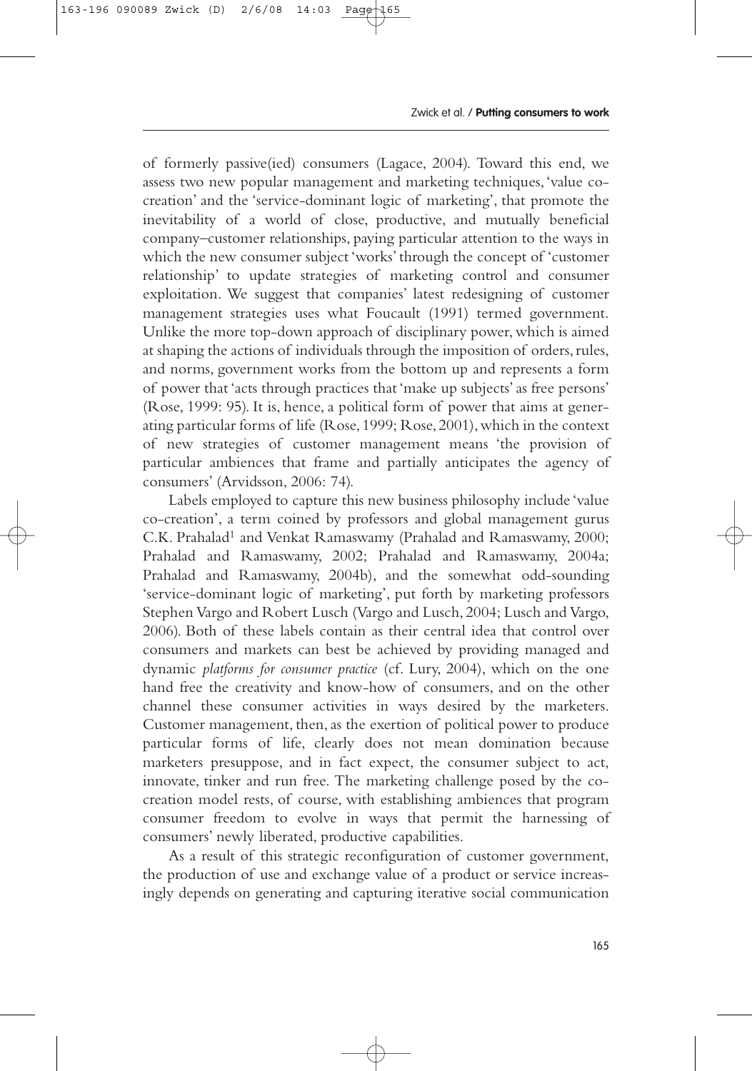of formerly passive(ied) consumers (Lagace, 2004). Toward this end, we assess two new popular management and marketing techniques, 'value co-creation' and the 'service-dominant logic of marketing', that promote the inevitability of a world of close, productive, and mutually beneficial company–customer relationships, paying particular attention to the ways in which the new consumer subject 'works' through the concept of 'customer relationship' to update strategies of marketing control and consumer exploitation. We suggest that companies' latest redesigning of customer management strategies uses what Foucault (1991) termed government. Unlike the more top-down approach of disciplinary power, which is aimed at shaping the actions of individuals through the imposition of orders, rules, and norms, government works from the bottom up and represents a form of power that 'acts through practices that 'make up subjects' as free persons' (Rose, 1999: 95). It is, hence, a political form of power that aims at generating particular forms of life (Rose, 1999; Rose, 2001), which in the context of new strategies of customer management means 'the provision of particular ambiences that frame and partially anticipates the agency of consumers' (Arvidsson, 2006: 74).

Labels employed to capture this new business philosophy include 'value co-creation', a term coined by professors and global management gurus C.K. Prahalad[1] and Venkat Ramaswamy (Prahalad and Ramaswamy, 2000; Prahalad and Ramaswamy, 2002; Prahalad and Ramaswamy, 2004a; Prahalad and Ramaswamy, 2004b), and the somewhat odd-sounding 'service-dominant logic of marketing', put forth by marketing professors Stephen Vargo and Robert Lusch (Vargo and Lusch, 2004; Lusch and Vargo, 2006). Both of these labels contain as their central idea that control over consumers and markets can best be achieved by providing managed and dynamic *platforms for consumer practice* (cf. Lury, 2004), which on the one hand free the creativity and know-how of consumers, and on the other channel these consumer activities in ways desired by the marketers. Customer management, then, as the exertion of political power to produce particular forms of life, clearly does not mean domination because marketers presuppose, and in fact expect, the consumer subject to act, innovate, tinker and run free. The marketing challenge posed by the co-creation model rests, of course, with establishing ambiences that program consumer freedom to evolve in ways that permit the harnessing of consumers' newly liberated, productive capabilities.

As a result of this strategic reconfiguration of customer government, the production of use and exchange value of a product or service increasingly depends on generating and capturing iterative social communication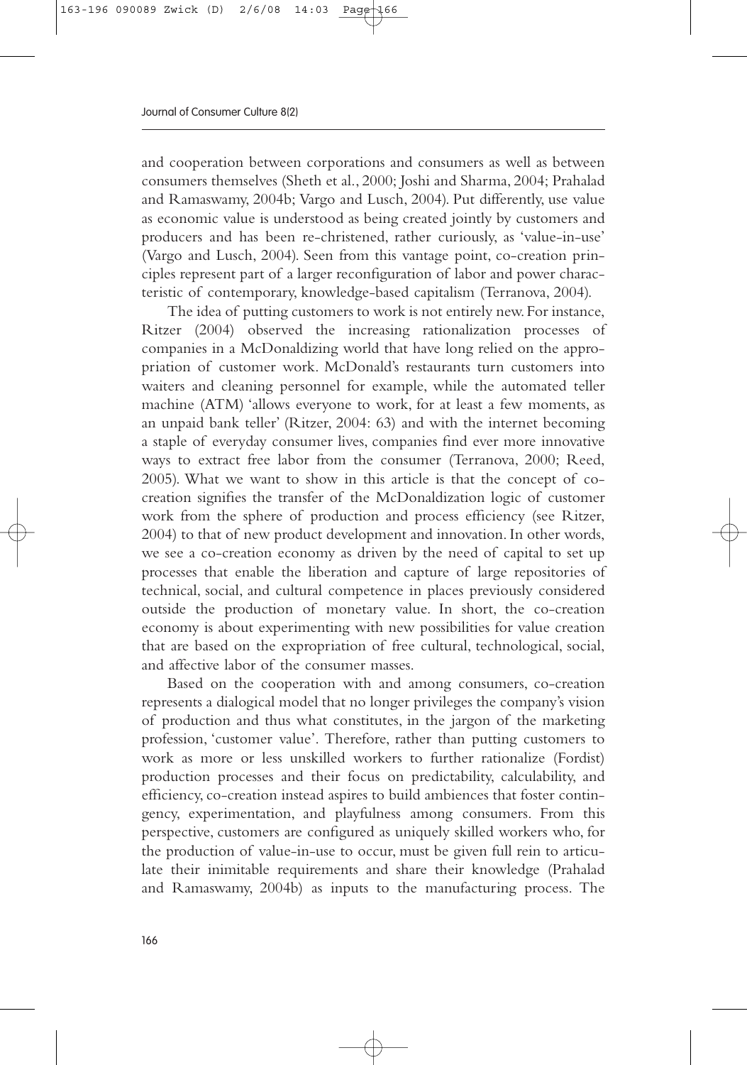and cooperation between corporations and consumers as well as between consumers themselves (Sheth et al., 2000; Joshi and Sharma, 2004; Prahalad and Ramaswamy, 2004b; Vargo and Lusch, 2004). Put differently, use value as economic value is understood as being created jointly by customers and producers and has been re-christened, rather curiously, as 'value-in-use' (Vargo and Lusch, 2004). Seen from this vantage point, co-creation principles represent part of a larger reconfiguration of labor and power characteristic of contemporary, knowledge-based capitalism (Terranova, 2004).

The idea of putting customers to work is not entirely new. For instance, Ritzer (2004) observed the increasing rationalization processes of companies in a McDonaldizing world that have long relied on the appropriation of customer work. McDonald's restaurants turn customers into waiters and cleaning personnel for example, while the automated teller machine (ATM) 'allows everyone to work, for at least a few moments, as an unpaid bank teller' (Ritzer, 2004: 63) and with the internet becoming a staple of everyday consumer lives, companies find ever more innovative ways to extract free labor from the consumer (Terranova, 2000; Reed, 2005). What we want to show in this article is that the concept of co-creation signifies the transfer of the McDonaldization logic of customer work from the sphere of production and process efficiency (see Ritzer, 2004) to that of new product development and innovation. In other words, we see a co-creation economy as driven by the need of capital to set up processes that enable the liberation and capture of large repositories of technical, social, and cultural competence in places previously considered outside the production of monetary value. In short, the co-creation economy is about experimenting with new possibilities for value creation that are based on the expropriation of free cultural, technological, social, and affective labor of the consumer masses.

Based on the cooperation with and among consumers, co-creation represents a dialogical model that no longer privileges the company's vision of production and thus what constitutes, in the jargon of the marketing profession, 'customer value'. Therefore, rather than putting customers to work as more or less unskilled workers to further rationalize (Fordist) production processes and their focus on predictability, calculability, and efficiency, co-creation instead aspires to build ambiences that foster contingency, experimentation, and playfulness among consumers. From this perspective, customers are configured as uniquely skilled workers who, for the production of value-in-use to occur, must be given full rein to articulate their inimitable requirements and share their knowledge (Prahalad and Ramaswamy, 2004b) as inputs to the manufacturing process. The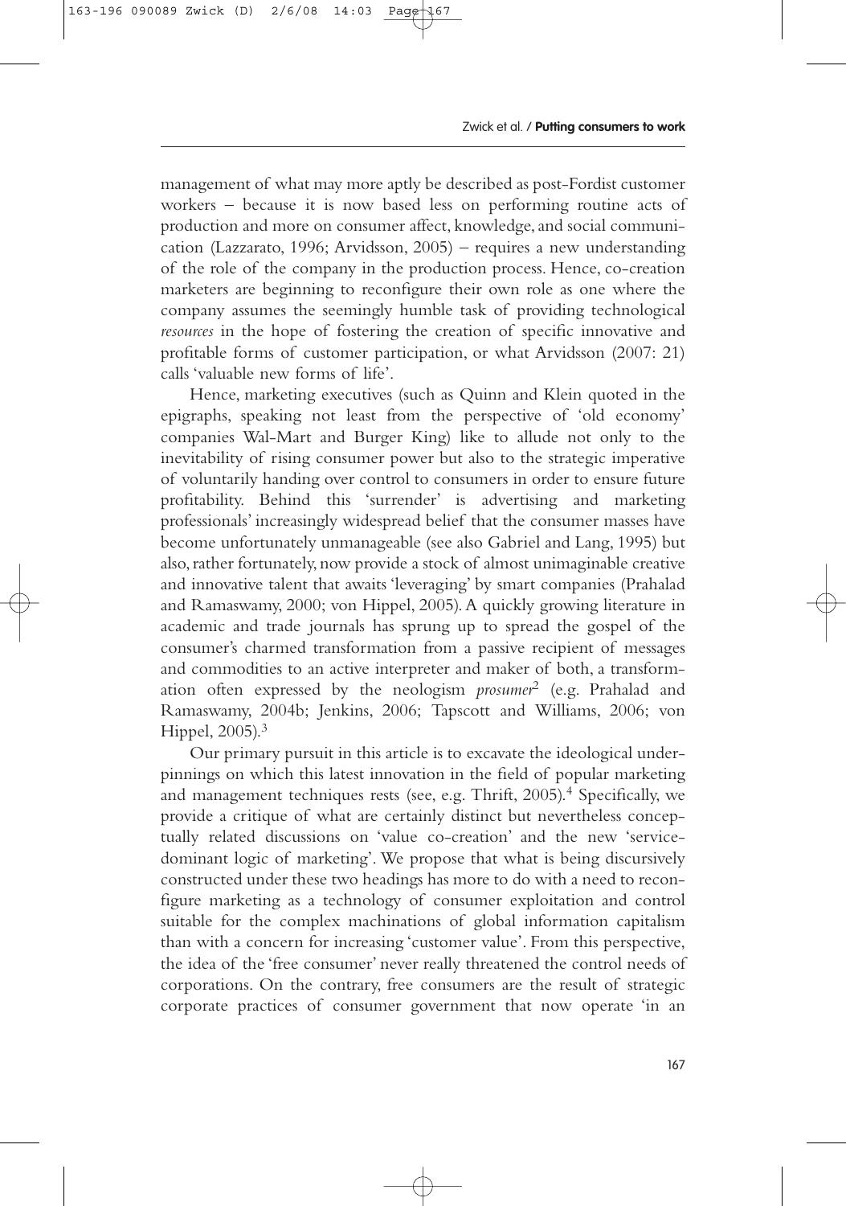management of what may more aptly be described as post-Fordist customer workers – because it is now based less on performing routine acts of production and more on consumer affect, knowledge, and social communication (Lazzarato, 1996; Arvidsson, 2005) – requires a new understanding of the role of the company in the production process. Hence, co-creation marketers are beginning to reconfigure their own role as one where the company assumes the seemingly humble task of providing technological *resources* in the hope of fostering the creation of specific innovative and profitable forms of customer participation, or what Arvidsson (2007: 21) calls 'valuable new forms of life'.

Hence, marketing executives (such as Quinn and Klein quoted in the epigraphs, speaking not least from the perspective of 'old economy' companies Wal-Mart and Burger King) like to allude not only to the inevitability of rising consumer power but also to the strategic imperative of voluntarily handing over control to consumers in order to ensure future profitability. Behind this 'surrender' is advertising and marketing professionals' increasingly widespread belief that the consumer masses have become unfortunately unmanageable (see also Gabriel and Lang, 1995) but also, rather fortunately, now provide a stock of almost unimaginable creative and innovative talent that awaits 'leveraging' by smart companies (Prahalad and Ramaswamy, 2000; von Hippel, 2005). A quickly growing literature in academic and trade journals has sprung up to spread the gospel of the consumer's charmed transformation from a passive recipient of messages and commodities to an active interpreter and maker of both, a transformation often expressed by the neologism *prosumer*[2] (e.g. Prahalad and Ramaswamy, 2004b; Jenkins, 2006; Tapscott and Williams, 2006; von Hippel, 2005).[3]

Our primary pursuit in this article is to excavate the ideological underpinnings on which this latest innovation in the field of popular marketing and management techniques rests (see, e.g. Thrift, 2005).[4] Specifically, we provide a critique of what are certainly distinct but nevertheless conceptually related discussions on 'value co-creation' and the new 'service-dominant logic of marketing'. We propose that what is being discursively constructed under these two headings has more to do with a need to reconfigure marketing as a technology of consumer exploitation and control suitable for the complex machinations of global information capitalism than with a concern for increasing 'customer value'. From this perspective, the idea of the 'free consumer' never really threatened the control needs of corporations. On the contrary, free consumers are the result of strategic corporate practices of consumer government that now operate 'in an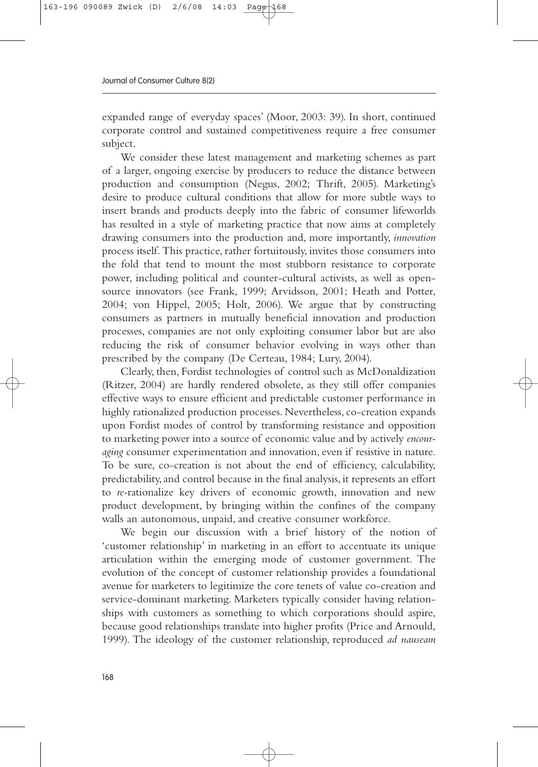expanded range of everyday spaces' (Moor, 2003: 39). In short, continued corporate control and sustained competitiveness require a free consumer subject.

We consider these latest management and marketing schemes as part of a larger, ongoing exercise by producers to reduce the distance between production and consumption (Negus, 2002; Thrift, 2005). Marketing's desire to produce cultural conditions that allow for more subtle ways to insert brands and products deeply into the fabric of consumer lifeworlds has resulted in a style of marketing practice that now aims at completely drawing consumers into the production and, more importantly, *innovation* process itself. This practice, rather fortuitously, invites those consumers into the fold that tend to mount the most stubborn resistance to corporate power, including political and counter-cultural activists, as well as open-source innovators (see Frank, 1999; Arvidsson, 2001; Heath and Potter, 2004; von Hippel, 2005; Holt, 2006). We argue that by constructing consumers as partners in mutually beneficial innovation and production processes, companies are not only exploiting consumer labor but are also reducing the risk of consumer behavior evolving in ways other than prescribed by the company (De Certeau, 1984; Lury, 2004).

Clearly, then, Fordist technologies of control such as McDonaldization (Ritzer, 2004) are hardly rendered obsolete, as they still offer companies effective ways to ensure efficient and predictable customer performance in highly rationalized production processes. Nevertheless, co-creation expands upon Fordist modes of control by transforming resistance and opposition to marketing power into a source of economic value and by actively *encouraging* consumer experimentation and innovation, even if resistive in nature. To be sure, co-creation is not about the end of efficiency, calculability, predictability, and control because in the final analysis, it represents an effort to *re*-rationalize key drivers of economic growth, innovation and new product development, by bringing within the confines of the company walls an autonomous, unpaid, and creative consumer workforce.

We begin our discussion with a brief history of the notion of 'customer relationship' in marketing in an effort to accentuate its unique articulation within the emerging mode of customer government. The evolution of the concept of customer relationship provides a foundational avenue for marketers to legitimize the core tenets of value co-creation and service-dominant marketing. Marketers typically consider having relationships with customers as something to which corporations should aspire, because good relationships translate into higher profits (Price and Arnould, 1999). The ideology of the customer relationship, reproduced *ad nauseam*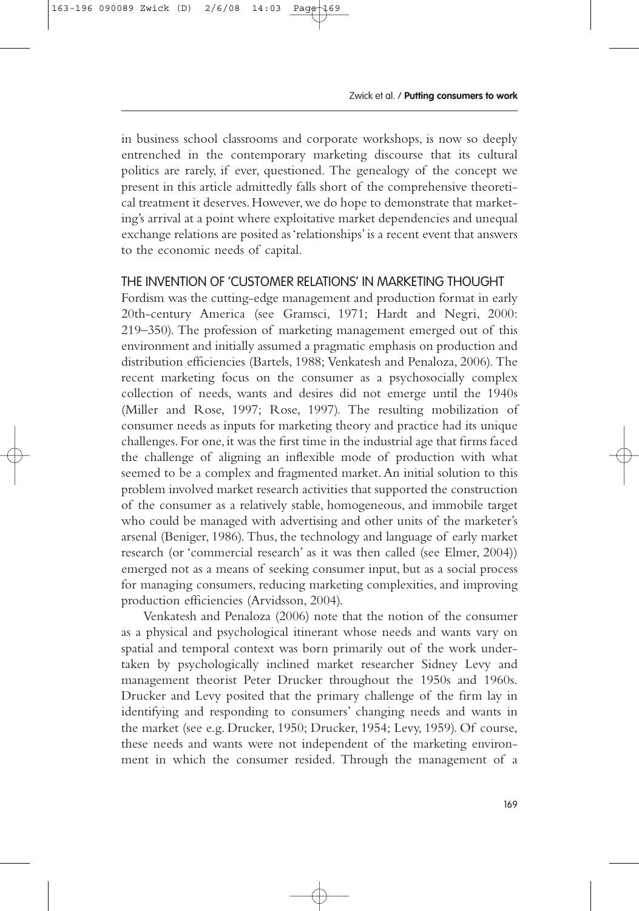in business school classrooms and corporate workshops, is now so deeply entrenched in the contemporary marketing discourse that its cultural politics are rarely, if ever, questioned. The genealogy of the concept we present in this article admittedly falls short of the comprehensive theoretical treatment it deserves. However, we do hope to demonstrate that marketing's arrival at a point where exploitative market dependencies and unequal exchange relations are posited as 'relationships' is a recent event that answers to the economic needs of capital.

## THE INVENTION OF 'CUSTOMER RELATIONS' IN MARKETING THOUGHT

Fordism was the cutting-edge management and production format in early 20th-century America (see Gramsci, 1971; Hardt and Negri, 2000: 219–350). The profession of marketing management emerged out of this environment and initially assumed a pragmatic emphasis on production and distribution efficiencies (Bartels, 1988; Venkatesh and Penaloza, 2006). The recent marketing focus on the consumer as a psychosocially complex collection of needs, wants and desires did not emerge until the 1940s (Miller and Rose, 1997; Rose, 1997). The resulting mobilization of consumer needs as inputs for marketing theory and practice had its unique challenges. For one, it was the first time in the industrial age that firms faced the challenge of aligning an inflexible mode of production with what seemed to be a complex and fragmented market. An initial solution to this problem involved market research activities that supported the construction of the consumer as a relatively stable, homogeneous, and immobile target who could be managed with advertising and other units of the marketer's arsenal (Beniger, 1986). Thus, the technology and language of early market research (or 'commercial research' as it was then called (see Elmer, 2004)) emerged not as a means of seeking consumer input, but as a social process for managing consumers, reducing marketing complexities, and improving production efficiencies (Arvidsson, 2004).

Venkatesh and Penaloza (2006) note that the notion of the consumer as a physical and psychological itinerant whose needs and wants vary on spatial and temporal context was born primarily out of the work undertaken by psychologically inclined market researcher Sidney Levy and management theorist Peter Drucker throughout the 1950s and 1960s. Drucker and Levy posited that the primary challenge of the firm lay in identifying and responding to consumers' changing needs and wants in the market (see e.g. Drucker, 1950; Drucker, 1954; Levy, 1959). Of course, these needs and wants were not independent of the marketing environment in which the consumer resided. Through the management of a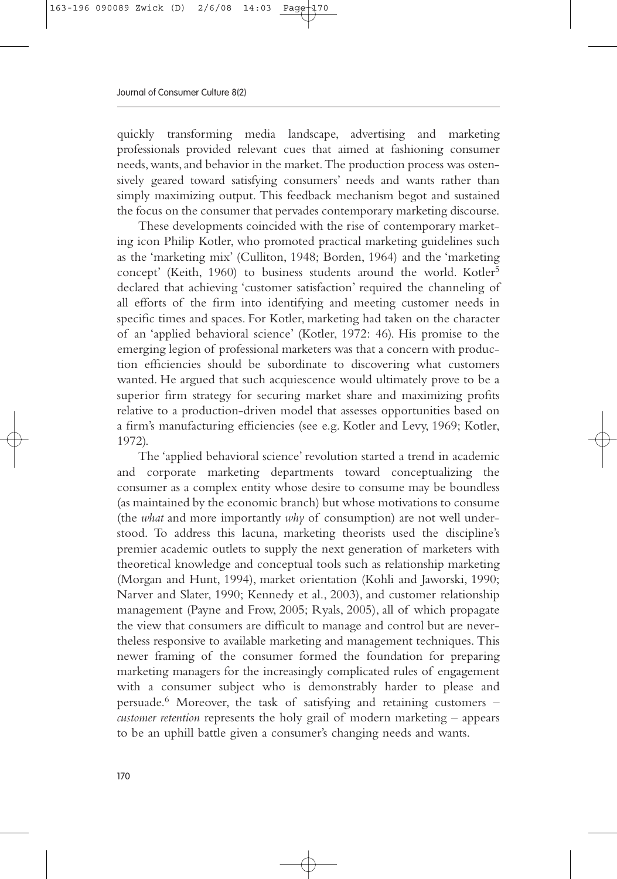quickly transforming media landscape, advertising and marketing professionals provided relevant cues that aimed at fashioning consumer needs, wants, and behavior in the market. The production process was ostensively geared toward satisfying consumers' needs and wants rather than simply maximizing output. This feedback mechanism begot and sustained the focus on the consumer that pervades contemporary marketing discourse.

These developments coincided with the rise of contemporary marketing icon Philip Kotler, who promoted practical marketing guidelines such as the 'marketing mix' (Culliton, 1948; Borden, 1964) and the 'marketing concept' (Keith, 1960) to business students around the world. Kotler[5] declared that achieving 'customer satisfaction' required the channeling of all efforts of the firm into identifying and meeting customer needs in specific times and spaces. For Kotler, marketing had taken on the character of an 'applied behavioral science' (Kotler, 1972: 46). His promise to the emerging legion of professional marketers was that a concern with production efficiencies should be subordinate to discovering what customers wanted. He argued that such acquiescence would ultimately prove to be a superior firm strategy for securing market share and maximizing profits relative to a production-driven model that assesses opportunities based on a firm's manufacturing efficiencies (see e.g. Kotler and Levy, 1969; Kotler, 1972).

The 'applied behavioral science' revolution started a trend in academic and corporate marketing departments toward conceptualizing the consumer as a complex entity whose desire to consume may be boundless (as maintained by the economic branch) but whose motivations to consume (the *what* and more importantly *why* of consumption) are not well understood. To address this lacuna, marketing theorists used the discipline's premier academic outlets to supply the next generation of marketers with theoretical knowledge and conceptual tools such as relationship marketing (Morgan and Hunt, 1994), market orientation (Kohli and Jaworski, 1990; Narver and Slater, 1990; Kennedy et al., 2003), and customer relationship management (Payne and Frow, 2005; Ryals, 2005), all of which propagate the view that consumers are difficult to manage and control but are nevertheless responsive to available marketing and management techniques. This newer framing of the consumer formed the foundation for preparing marketing managers for the increasingly complicated rules of engagement with a consumer subject who is demonstrably harder to please and persuade.[6] Moreover, the task of satisfying and retaining customers – *customer retention* represents the holy grail of modern marketing – appears to be an uphill battle given a consumer's changing needs and wants.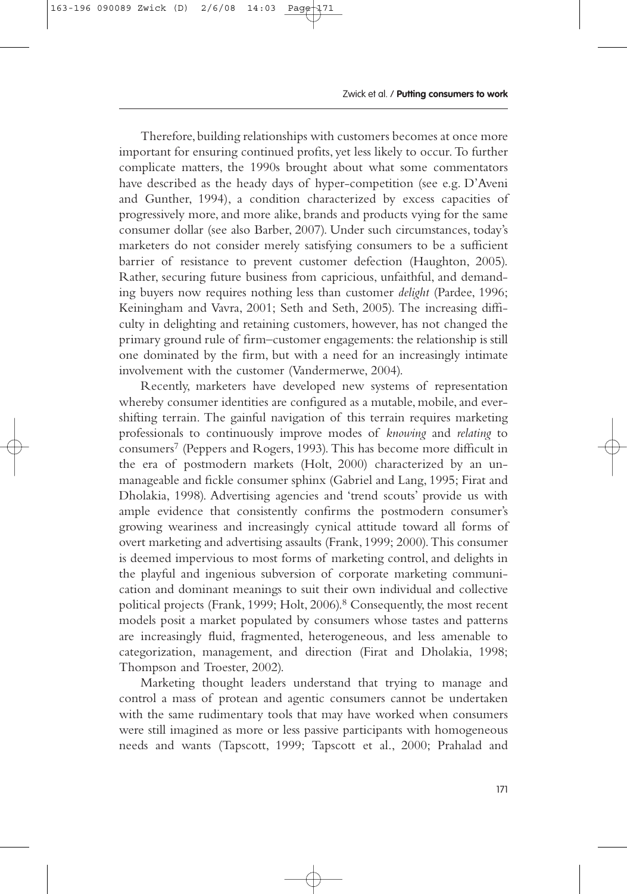Therefore, building relationships with customers becomes at once more important for ensuring continued profits, yet less likely to occur. To further complicate matters, the 1990s brought about what some commentators have described as the heady days of hyper-competition (see e.g. D'Aveni and Gunther, 1994), a condition characterized by excess capacities of progressively more, and more alike, brands and products vying for the same consumer dollar (see also Barber, 2007). Under such circumstances, today's marketers do not consider merely satisfying consumers to be a sufficient barrier of resistance to prevent customer defection (Haughton, 2005). Rather, securing future business from capricious, unfaithful, and demanding buyers now requires nothing less than customer *delight* (Pardee, 1996; Keiningham and Vavra, 2001; Seth and Seth, 2005). The increasing difficulty in delighting and retaining customers, however, has not changed the primary ground rule of firm–customer engagements: the relationship is still one dominated by the firm, but with a need for an increasingly intimate involvement with the customer (Vandermerwe, 2004).

Recently, marketers have developed new systems of representation whereby consumer identities are configured as a mutable, mobile, and ever-shifting terrain. The gainful navigation of this terrain requires marketing professionals to continuously improve modes of *knowing* and *relating* to consumers[7] (Peppers and Rogers, 1993). This has become more difficult in the era of postmodern markets (Holt, 2000) characterized by an unmanageable and fickle consumer sphinx (Gabriel and Lang, 1995; Firat and Dholakia, 1998). Advertising agencies and 'trend scouts' provide us with ample evidence that consistently confirms the postmodern consumer's growing weariness and increasingly cynical attitude toward all forms of overt marketing and advertising assaults (Frank, 1999; 2000). This consumer is deemed impervious to most forms of marketing control, and delights in the playful and ingenious subversion of corporate marketing communication and dominant meanings to suit their own individual and collective political projects (Frank, 1999; Holt, 2006).[8] Consequently, the most recent models posit a market populated by consumers whose tastes and patterns are increasingly fluid, fragmented, heterogeneous, and less amenable to categorization, management, and direction (Firat and Dholakia, 1998; Thompson and Troester, 2002).

Marketing thought leaders understand that trying to manage and control a mass of protean and agentic consumers cannot be undertaken with the same rudimentary tools that may have worked when consumers were still imagined as more or less passive participants with homogeneous needs and wants (Tapscott, 1999; Tapscott et al., 2000; Prahalad and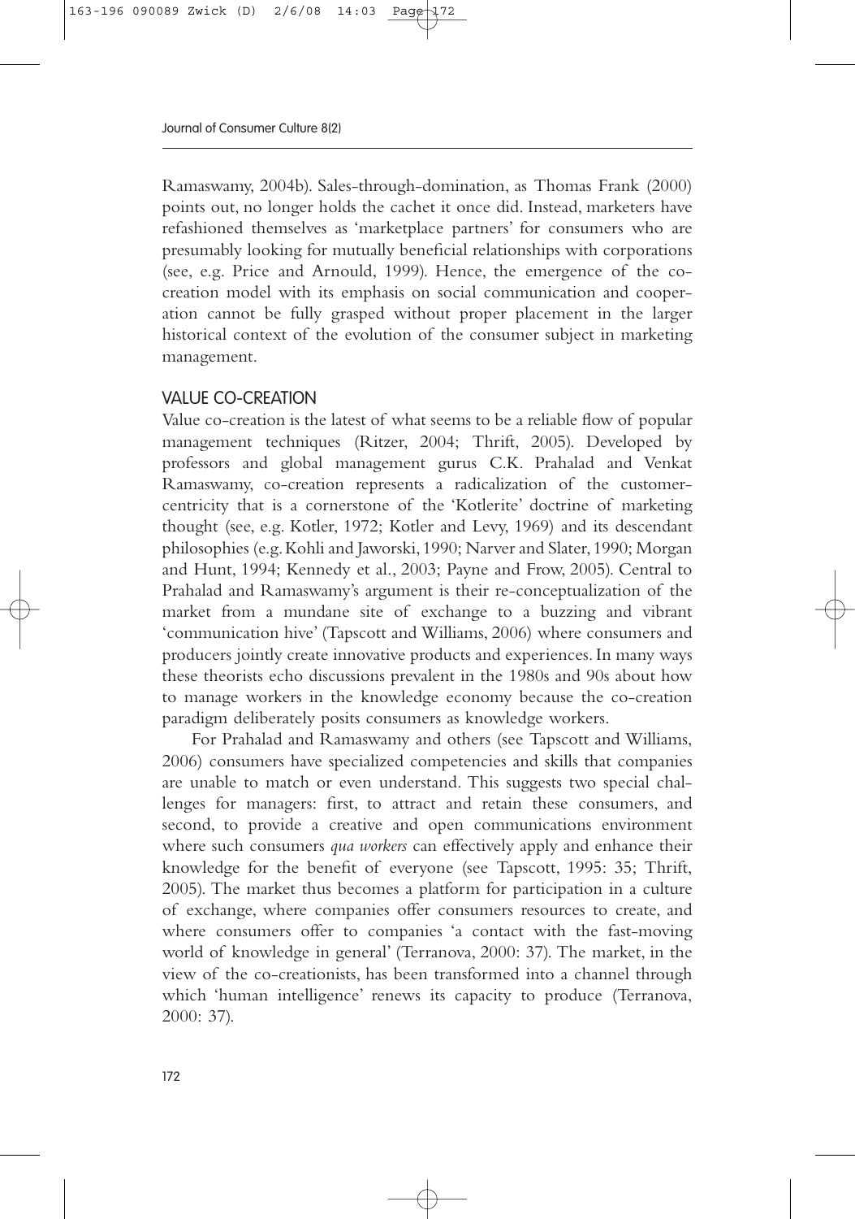Ramaswamy, 2004b). Sales-through-domination, as Thomas Frank (2000) points out, no longer holds the cachet it once did. Instead, marketers have refashioned themselves as 'marketplace partners' for consumers who are presumably looking for mutually beneficial relationships with corporations (see, e.g. Price and Arnould, 1999). Hence, the emergence of the co-creation model with its emphasis on social communication and cooperation cannot be fully grasped without proper placement in the larger historical context of the evolution of the consumer subject in marketing management.

## VALUE CO-CREATION

Value co-creation is the latest of what seems to be a reliable flow of popular management techniques (Ritzer, 2004; Thrift, 2005). Developed by professors and global management gurus C.K. Prahalad and Venkat Ramaswamy, co-creation represents a radicalization of the customer-centricity that is a cornerstone of the 'Kotlerite' doctrine of marketing thought (see, e.g. Kotler, 1972; Kotler and Levy, 1969) and its descendant philosophies (e.g. Kohli and Jaworski, 1990; Narver and Slater, 1990; Morgan and Hunt, 1994; Kennedy et al., 2003; Payne and Frow, 2005). Central to Prahalad and Ramaswamy's argument is their re-conceptualization of the market from a mundane site of exchange to a buzzing and vibrant 'communication hive' (Tapscott and Williams, 2006) where consumers and producers jointly create innovative products and experiences. In many ways these theorists echo discussions prevalent in the 1980s and 90s about how to manage workers in the knowledge economy because the co-creation paradigm deliberately posits consumers as knowledge workers.

For Prahalad and Ramaswamy and others (see Tapscott and Williams, 2006) consumers have specialized competencies and skills that companies are unable to match or even understand. This suggests two special challenges for managers: first, to attract and retain these consumers, and second, to provide a creative and open communications environment where such consumers *qua workers* can effectively apply and enhance their knowledge for the benefit of everyone (see Tapscott, 1995: 35; Thrift, 2005). The market thus becomes a platform for participation in a culture of exchange, where companies offer consumers resources to create, and where consumers offer to companies 'a contact with the fast-moving world of knowledge in general' (Terranova, 2000: 37). The market, in the view of the co-creationists, has been transformed into a channel through which 'human intelligence' renews its capacity to produce (Terranova, 2000: 37).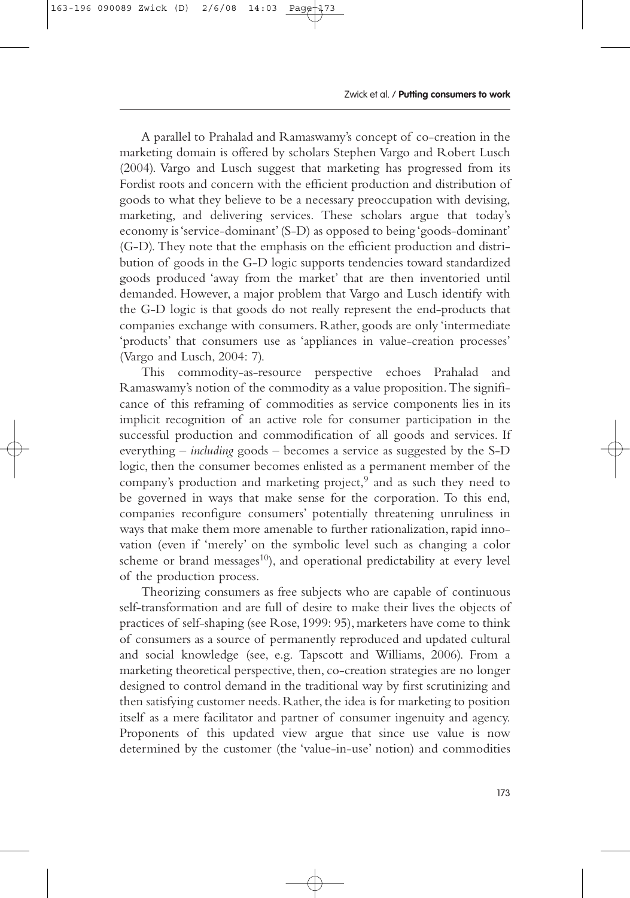A parallel to Prahalad and Ramaswamy's concept of co-creation in the marketing domain is offered by scholars Stephen Vargo and Robert Lusch (2004). Vargo and Lusch suggest that marketing has progressed from its Fordist roots and concern with the efficient production and distribution of goods to what they believe to be a necessary preoccupation with devising, marketing, and delivering services. These scholars argue that today's economy is 'service-dominant' (S-D) as opposed to being 'goods-dominant' (G-D). They note that the emphasis on the efficient production and distribution of goods in the G-D logic supports tendencies toward standardized goods produced 'away from the market' that are then inventoried until demanded. However, a major problem that Vargo and Lusch identify with the G-D logic is that goods do not really represent the end-products that companies exchange with consumers. Rather, goods are only 'intermediate 'products' that consumers use as 'appliances in value-creation processes' (Vargo and Lusch, 2004: 7).

This commodity-as-resource perspective echoes Prahalad and Ramaswamy's notion of the commodity as a value proposition. The significance of this reframing of commodities as service components lies in its implicit recognition of an active role for consumer participation in the successful production and commodification of all goods and services. If everything – *including* goods – becomes a service as suggested by the S-D logic, then the consumer becomes enlisted as a permanent member of the company's production and marketing project,[9] and as such they need to be governed in ways that make sense for the corporation. To this end, companies reconfigure consumers' potentially threatening unruliness in ways that make them more amenable to further rationalization, rapid innovation (even if 'merely' on the symbolic level such as changing a color scheme or brand messages[10]), and operational predictability at every level of the production process.

Theorizing consumers as free subjects who are capable of continuous self-transformation and are full of desire to make their lives the objects of practices of self-shaping (see Rose, 1999: 95), marketers have come to think of consumers as a source of permanently reproduced and updated cultural and social knowledge (see, e.g. Tapscott and Williams, 2006). From a marketing theoretical perspective, then, co-creation strategies are no longer designed to control demand in the traditional way by first scrutinizing and then satisfying customer needs. Rather, the idea is for marketing to position itself as a mere facilitator and partner of consumer ingenuity and agency. Proponents of this updated view argue that since use value is now determined by the customer (the 'value-in-use' notion) and commodities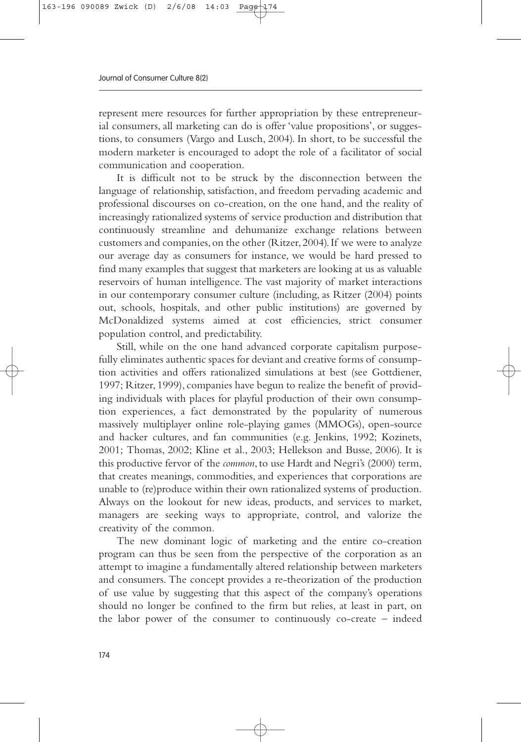represent mere resources for further appropriation by these entrepreneurial consumers, all marketing can do is offer 'value propositions', or suggestions, to consumers (Vargo and Lusch, 2004). In short, to be successful the modern marketer is encouraged to adopt the role of a facilitator of social communication and cooperation.

It is difficult not to be struck by the disconnection between the language of relationship, satisfaction, and freedom pervading academic and professional discourses on co-creation, on the one hand, and the reality of increasingly rationalized systems of service production and distribution that continuously streamline and dehumanize exchange relations between customers and companies, on the other (Ritzer, 2004). If we were to analyze our average day as consumers for instance, we would be hard pressed to find many examples that suggest that marketers are looking at us as valuable reservoirs of human intelligence. The vast majority of market interactions in our contemporary consumer culture (including, as Ritzer (2004) points out, schools, hospitals, and other public institutions) are governed by McDonaldized systems aimed at cost efficiencies, strict consumer population control, and predictability.

Still, while on the one hand advanced corporate capitalism purposefully eliminates authentic spaces for deviant and creative forms of consumption activities and offers rationalized simulations at best (see Gottdiener, 1997; Ritzer, 1999), companies have begun to realize the benefit of providing individuals with places for playful production of their own consumption experiences, a fact demonstrated by the popularity of numerous massively multiplayer online role-playing games (MMOGs), open-source and hacker cultures, and fan communities (e.g. Jenkins, 1992; Kozinets, 2001; Thomas, 2002; Kline et al., 2003; Hellekson and Busse, 2006). It is this productive fervor of the *common*, to use Hardt and Negri's (2000) term, that creates meanings, commodities, and experiences that corporations are unable to (re)produce within their own rationalized systems of production. Always on the lookout for new ideas, products, and services to market, managers are seeking ways to appropriate, control, and valorize the creativity of the common.

The new dominant logic of marketing and the entire co-creation program can thus be seen from the perspective of the corporation as an attempt to imagine a fundamentally altered relationship between marketers and consumers. The concept provides a re-theorization of the production of use value by suggesting that this aspect of the company's operations should no longer be confined to the firm but relies, at least in part, on the labor power of the consumer to continuously co-create – indeed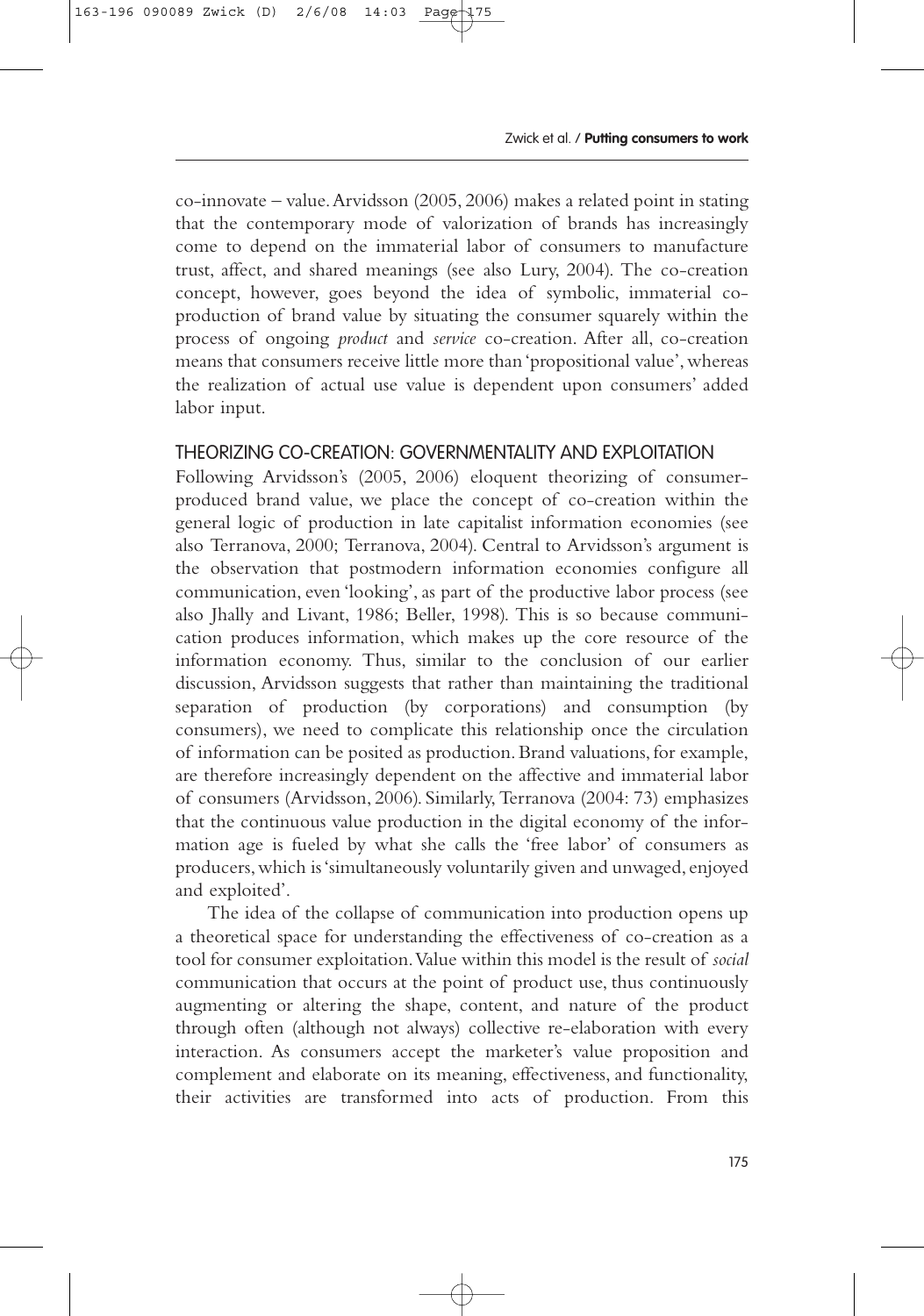co-innovate – value. Arvidsson (2005, 2006) makes a related point in stating that the contemporary mode of valorization of brands has increasingly come to depend on the immaterial labor of consumers to manufacture trust, affect, and shared meanings (see also Lury, 2004). The co-creation concept, however, goes beyond the idea of symbolic, immaterial co-production of brand value by situating the consumer squarely within the process of ongoing *product* and *service* co-creation. After all, co-creation means that consumers receive little more than 'propositional value', whereas the realization of actual use value is dependent upon consumers' added labor input.

## THEORIZING CO-CREATION: GOVERNMENTALITY AND EXPLOITATION

Following Arvidsson's (2005, 2006) eloquent theorizing of consumer-produced brand value, we place the concept of co-creation within the general logic of production in late capitalist information economies (see also Terranova, 2000; Terranova, 2004). Central to Arvidsson's argument is the observation that postmodern information economies configure all communication, even 'looking', as part of the productive labor process (see also Jhally and Livant, 1986; Beller, 1998). This is so because communication produces information, which makes up the core resource of the information economy. Thus, similar to the conclusion of our earlier discussion, Arvidsson suggests that rather than maintaining the traditional separation of production (by corporations) and consumption (by consumers), we need to complicate this relationship once the circulation of information can be posited as production. Brand valuations, for example, are therefore increasingly dependent on the affective and immaterial labor of consumers (Arvidsson, 2006). Similarly, Terranova (2004: 73) emphasizes that the continuous value production in the digital economy of the information age is fueled by what she calls the 'free labor' of consumers as producers, which is 'simultaneously voluntarily given and unwaged, enjoyed and exploited'.

The idea of the collapse of communication into production opens up a theoretical space for understanding the effectiveness of co-creation as a tool for consumer exploitation. Value within this model is the result of *social* communication that occurs at the point of product use, thus continuously augmenting or altering the shape, content, and nature of the product through often (although not always) collective re-elaboration with every interaction. As consumers accept the marketer's value proposition and complement and elaborate on its meaning, effectiveness, and functionality, their activities are transformed into acts of production. From this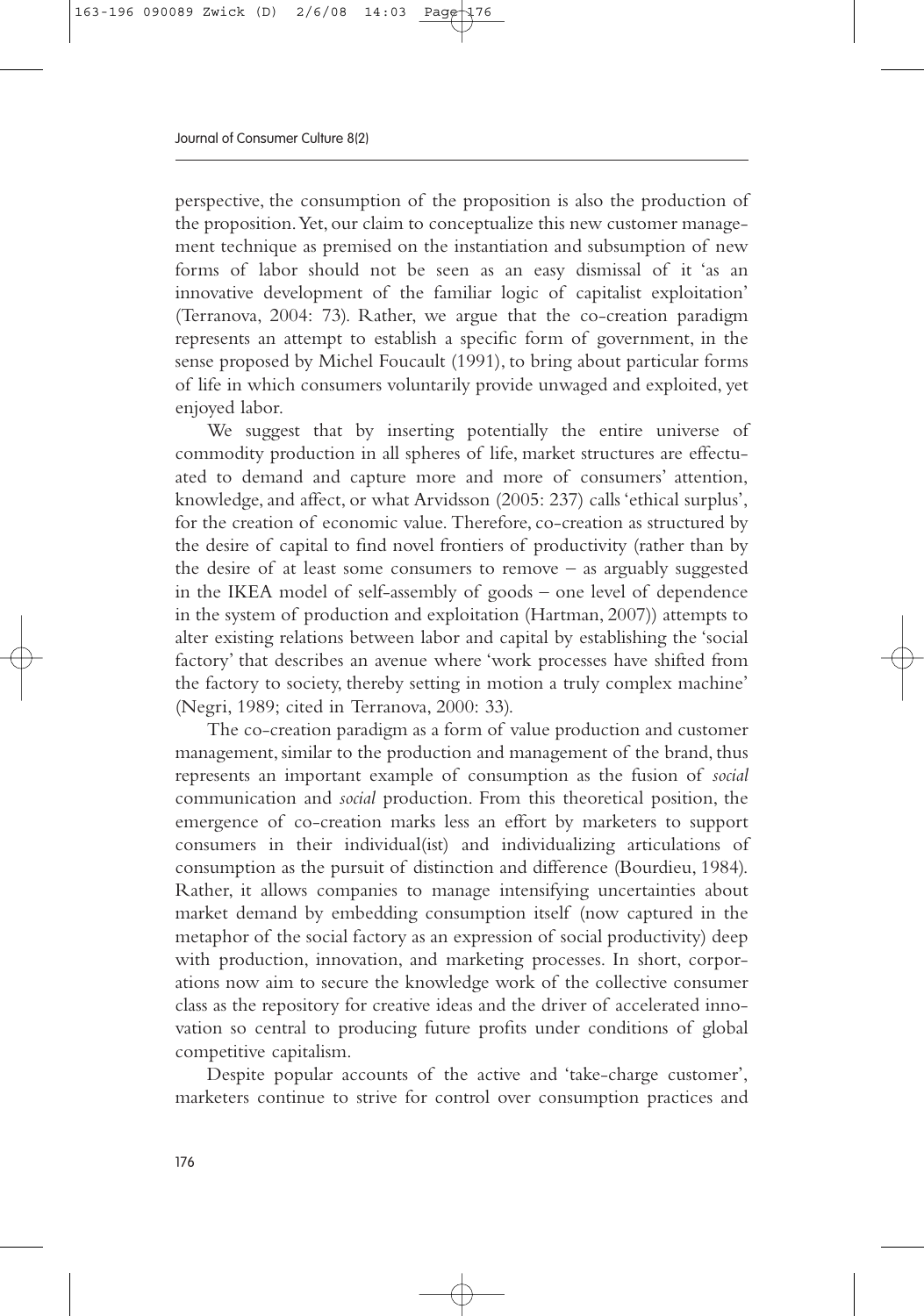perspective, the consumption of the proposition is also the production of the proposition. Yet, our claim to conceptualize this new customer management technique as premised on the instantiation and subsumption of new forms of labor should not be seen as an easy dismissal of it 'as an innovative development of the familiar logic of capitalist exploitation' (Terranova, 2004: 73). Rather, we argue that the co-creation paradigm represents an attempt to establish a specific form of government, in the sense proposed by Michel Foucault (1991), to bring about particular forms of life in which consumers voluntarily provide unwaged and exploited, yet enjoyed labor.

We suggest that by inserting potentially the entire universe of commodity production in all spheres of life, market structures are effectuated to demand and capture more and more of consumers' attention, knowledge, and affect, or what Arvidsson (2005: 237) calls 'ethical surplus', for the creation of economic value. Therefore, co-creation as structured by the desire of capital to find novel frontiers of productivity (rather than by the desire of at least some consumers to remove – as arguably suggested in the IKEA model of self-assembly of goods – one level of dependence in the system of production and exploitation (Hartman, 2007)) attempts to alter existing relations between labor and capital by establishing the 'social factory' that describes an avenue where 'work processes have shifted from the factory to society, thereby setting in motion a truly complex machine' (Negri, 1989; cited in Terranova, 2000: 33).

The co-creation paradigm as a form of value production and customer management, similar to the production and management of the brand, thus represents an important example of consumption as the fusion of *social* communication and *social* production. From this theoretical position, the emergence of co-creation marks less an effort by marketers to support consumers in their individual(ist) and individualizing articulations of consumption as the pursuit of distinction and difference (Bourdieu, 1984). Rather, it allows companies to manage intensifying uncertainties about market demand by embedding consumption itself (now captured in the metaphor of the social factory as an expression of social productivity) deep with production, innovation, and marketing processes. In short, corporations now aim to secure the knowledge work of the collective consumer class as the repository for creative ideas and the driver of accelerated innovation so central to producing future profits under conditions of global competitive capitalism.

Despite popular accounts of the active and 'take-charge customer', marketers continue to strive for control over consumption practices and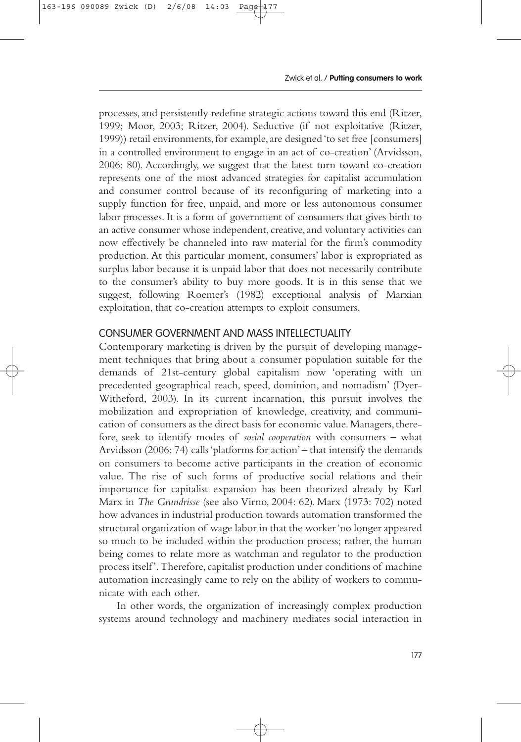processes, and persistently redefine strategic actions toward this end (Ritzer, 1999; Moor, 2003; Ritzer, 2004). Seductive (if not exploitative (Ritzer, 1999)) retail environments, for example, are designed 'to set free [consumers] in a controlled environment to engage in an act of co-creation' (Arvidsson, 2006: 80). Accordingly, we suggest that the latest turn toward co-creation represents one of the most advanced strategies for capitalist accumulation and consumer control because of its reconfiguring of marketing into a supply function for free, unpaid, and more or less autonomous consumer labor processes. It is a form of government of consumers that gives birth to an active consumer whose independent, creative, and voluntary activities can now effectively be channeled into raw material for the firm's commodity production. At this particular moment, consumers' labor is expropriated as surplus labor because it is unpaid labor that does not necessarily contribute to the consumer's ability to buy more goods. It is in this sense that we suggest, following Roemer's (1982) exceptional analysis of Marxian exploitation, that co-creation attempts to exploit consumers.

## CONSUMER GOVERNMENT AND MASS INTELLECTUALITY

Contemporary marketing is driven by the pursuit of developing management techniques that bring about a consumer population suitable for the demands of 21st-century global capitalism now 'operating with un precedented geographical reach, speed, dominion, and nomadism' (Dyer-Witheford, 2003). In its current incarnation, this pursuit involves the mobilization and expropriation of knowledge, creativity, and communication of consumers as the direct basis for economic value. Managers, therefore, seek to identify modes of *social cooperation* with consumers – what Arvidsson (2006: 74) calls 'platforms for action' – that intensify the demands on consumers to become active participants in the creation of economic value. The rise of such forms of productive social relations and their importance for capitalist expansion has been theorized already by Karl Marx in *The Grundrisse* (see also Virno, 2004: 62). Marx (1973: 702) noted how advances in industrial production towards automation transformed the structural organization of wage labor in that the worker 'no longer appeared so much to be included within the production process; rather, the human being comes to relate more as watchman and regulator to the production process itself'. Therefore, capitalist production under conditions of machine automation increasingly came to rely on the ability of workers to communicate with each other.

In other words, the organization of increasingly complex production systems around technology and machinery mediates social interaction in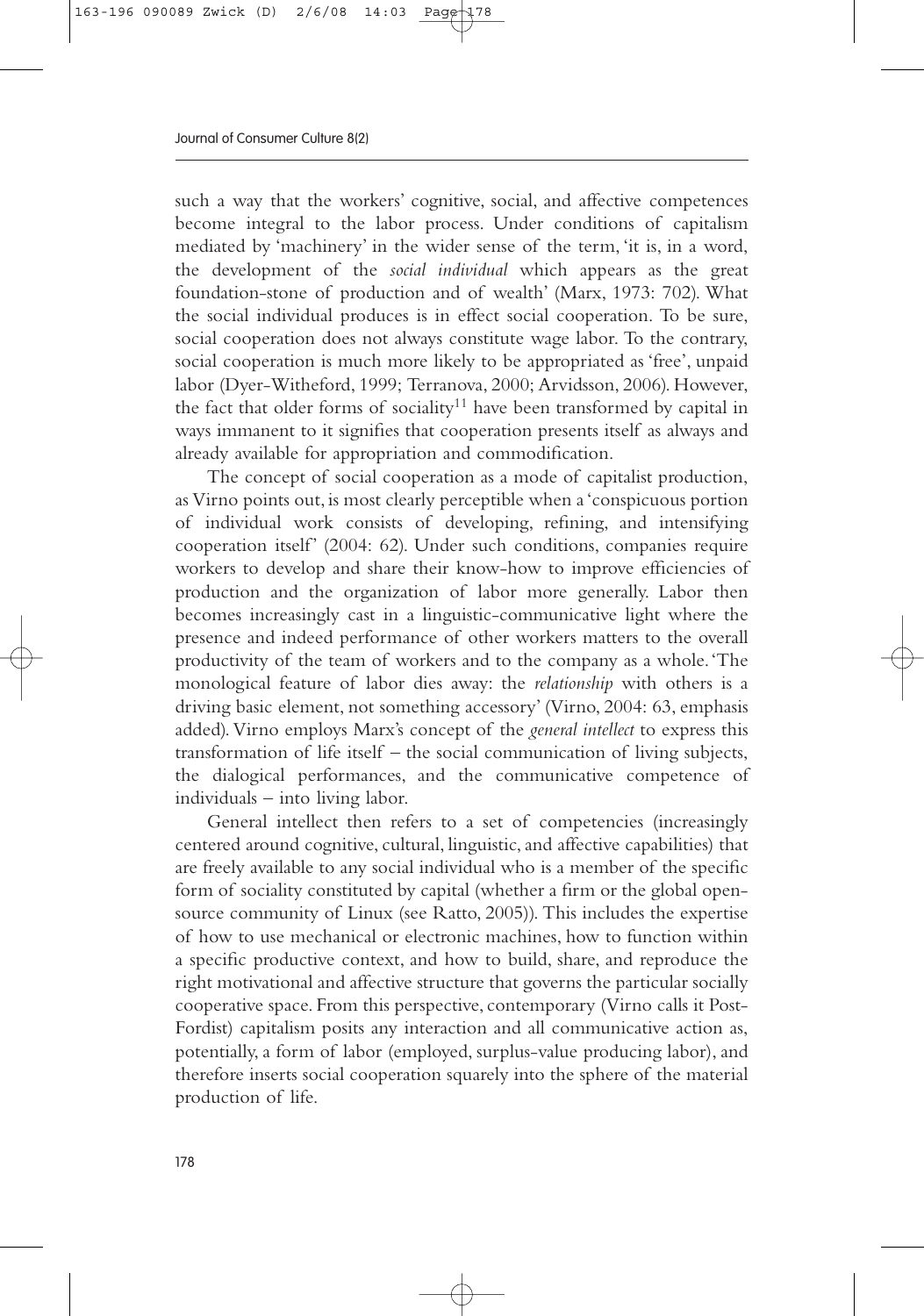such a way that the workers' cognitive, social, and affective competences become integral to the labor process. Under conditions of capitalism mediated by 'machinery' in the wider sense of the term, 'it is, in a word, the development of the *social individual* which appears as the great foundation-stone of production and of wealth' (Marx, 1973: 702). What the social individual produces is in effect social cooperation. To be sure, social cooperation does not always constitute wage labor. To the contrary, social cooperation is much more likely to be appropriated as 'free', unpaid labor (Dyer-Witheford, 1999; Terranova, 2000; Arvidsson, 2006). However, the fact that older forms of sociality[11] have been transformed by capital in ways immanent to it signifies that cooperation presents itself as always and already available for appropriation and commodification.

The concept of social cooperation as a mode of capitalist production, as Virno points out, is most clearly perceptible when a 'conspicuous portion of individual work consists of developing, refining, and intensifying cooperation itself' (2004: 62). Under such conditions, companies require workers to develop and share their know-how to improve efficiencies of production and the organization of labor more generally. Labor then becomes increasingly cast in a linguistic-communicative light where the presence and indeed performance of other workers matters to the overall productivity of the team of workers and to the company as a whole. 'The monological feature of labor dies away: the *relationship* with others is a driving basic element, not something accessory' (Virno, 2004: 63, emphasis added). Virno employs Marx's concept of the *general intellect* to express this transformation of life itself – the social communication of living subjects, the dialogical performances, and the communicative competence of individuals – into living labor.

General intellect then refers to a set of competencies (increasingly centered around cognitive, cultural, linguistic, and affective capabilities) that are freely available to any social individual who is a member of the specific form of sociality constituted by capital (whether a firm or the global open-source community of Linux (see Ratto, 2005)). This includes the expertise of how to use mechanical or electronic machines, how to function within a specific productive context, and how to build, share, and reproduce the right motivational and affective structure that governs the particular socially cooperative space. From this perspective, contemporary (Virno calls it Post-Fordist) capitalism posits any interaction and all communicative action as, potentially, a form of labor (employed, surplus-value producing labor), and therefore inserts social cooperation squarely into the sphere of the material production of life.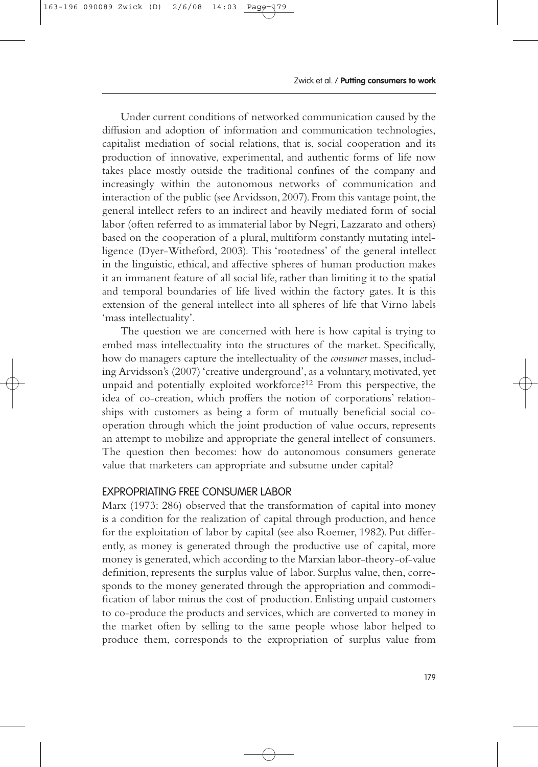Under current conditions of networked communication caused by the diffusion and adoption of information and communication technologies, capitalist mediation of social relations, that is, social cooperation and its production of innovative, experimental, and authentic forms of life now takes place mostly outside the traditional confines of the company and increasingly within the autonomous networks of communication and interaction of the public (see Arvidsson, 2007). From this vantage point, the general intellect refers to an indirect and heavily mediated form of social labor (often referred to as immaterial labor by Negri, Lazzarato and others) based on the cooperation of a plural, multiform constantly mutating intelligence (Dyer-Witheford, 2003). This 'rootedness' of the general intellect in the linguistic, ethical, and affective spheres of human production makes it an immanent feature of all social life, rather than limiting it to the spatial and temporal boundaries of life lived within the factory gates. It is this extension of the general intellect into all spheres of life that Virno labels 'mass intellectuality'.

The question we are concerned with here is how capital is trying to embed mass intellectuality into the structures of the market. Specifically, how do managers capture the intellectuality of the *consumer* masses, including Arvidsson's (2007) 'creative underground', as a voluntary, motivated, yet unpaid and potentially exploited workforce?[12] From this perspective, the idea of co-creation, which proffers the notion of corporations' relationships with customers as being a form of mutually beneficial social cooperation through which the joint production of value occurs, represents an attempt to mobilize and appropriate the general intellect of consumers. The question then becomes: how do autonomous consumers generate value that marketers can appropriate and subsume under capital?

## EXPROPRIATING FREE CONSUMER LABOR

Marx (1973: 286) observed that the transformation of capital into money is a condition for the realization of capital through production, and hence for the exploitation of labor by capital (see also Roemer, 1982). Put differently, as money is generated through the productive use of capital, more money is generated, which according to the Marxian labor-theory-of-value definition, represents the surplus value of labor. Surplus value, then, corresponds to the money generated through the appropriation and commodification of labor minus the cost of production. Enlisting unpaid customers to co-produce the products and services, which are converted to money in the market often by selling to the same people whose labor helped to produce them, corresponds to the expropriation of surplus value from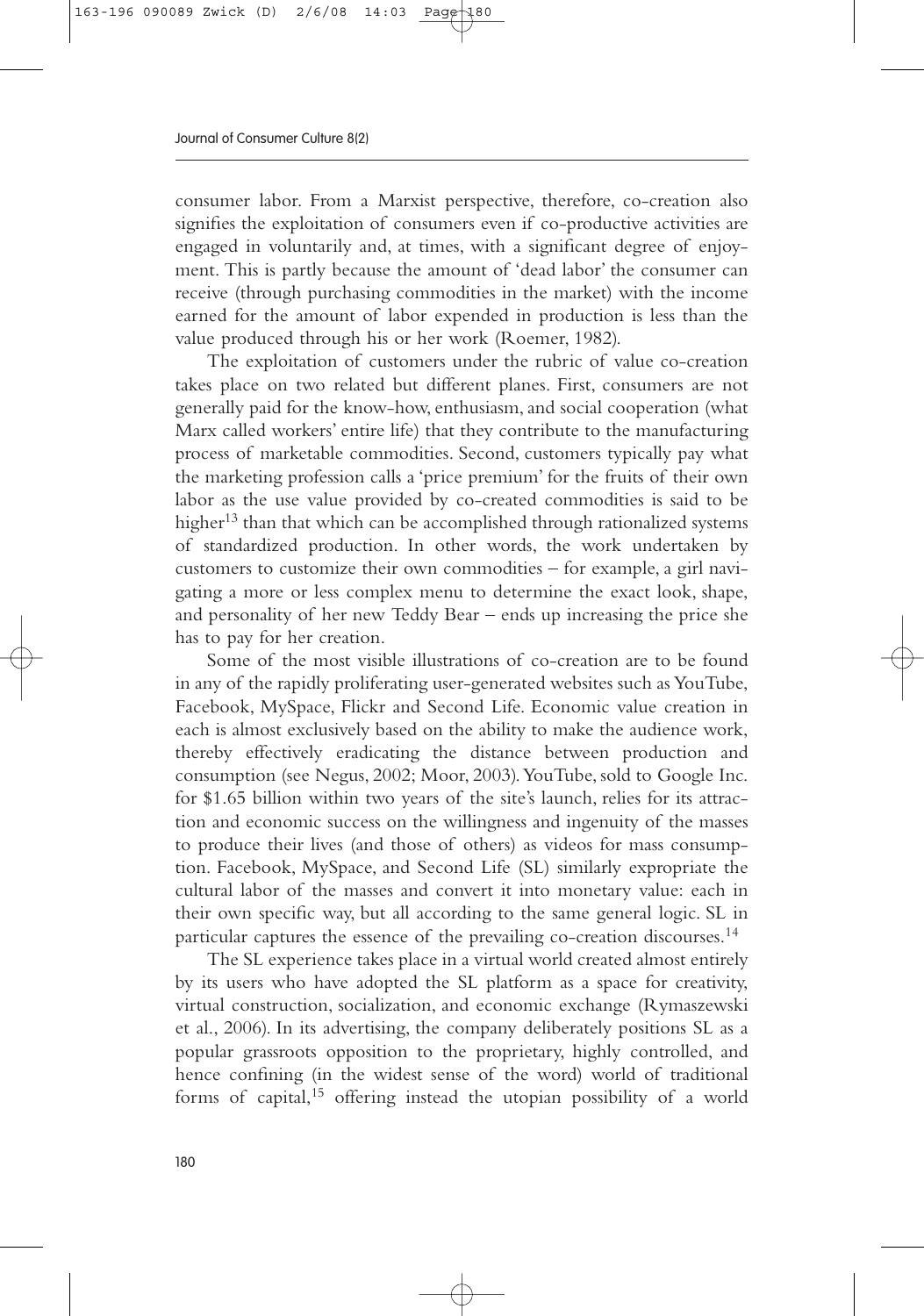consumer labor. From a Marxist perspective, therefore, co-creation also signifies the exploitation of consumers even if co-productive activities are engaged in voluntarily and, at times, with a significant degree of enjoyment. This is partly because the amount of 'dead labor' the consumer can receive (through purchasing commodities in the market) with the income earned for the amount of labor expended in production is less than the value produced through his or her work (Roemer, 1982).

The exploitation of customers under the rubric of value co-creation takes place on two related but different planes. First, consumers are not generally paid for the know-how, enthusiasm, and social cooperation (what Marx called workers' entire life) that they contribute to the manufacturing process of marketable commodities. Second, customers typically pay what the marketing profession calls a 'price premium' for the fruits of their own labor as the use value provided by co-created commodities is said to be higher[13] than that which can be accomplished through rationalized systems of standardized production. In other words, the work undertaken by customers to customize their own commodities – for example, a girl navigating a more or less complex menu to determine the exact look, shape, and personality of her new Teddy Bear – ends up increasing the price she has to pay for her creation.

Some of the most visible illustrations of co-creation are to be found in any of the rapidly proliferating user-generated websites such as YouTube, Facebook, MySpace, Flickr and Second Life. Economic value creation in each is almost exclusively based on the ability to make the audience work, thereby effectively eradicating the distance between production and consumption (see Negus, 2002; Moor, 2003). YouTube, sold to Google Inc. for $1.65 billion within two years of the site's launch, relies for its attraction and economic success on the willingness and ingenuity of the masses to produce their lives (and those of others) as videos for mass consumption. Facebook, MySpace, and Second Life (SL) similarly expropriate the cultural labor of the masses and convert it into monetary value: each in their own specific way, but all according to the same general logic. SL in particular captures the essence of the prevailing co-creation discourses.[14]

The SL experience takes place in a virtual world created almost entirely by its users who have adopted the SL platform as a space for creativity, virtual construction, socialization, and economic exchange (Rymaszewski et al., 2006). In its advertising, the company deliberately positions SL as a popular grassroots opposition to the proprietary, highly controlled, and hence confining (in the widest sense of the word) world of traditional forms of capital,[15] offering instead the utopian possibility of a world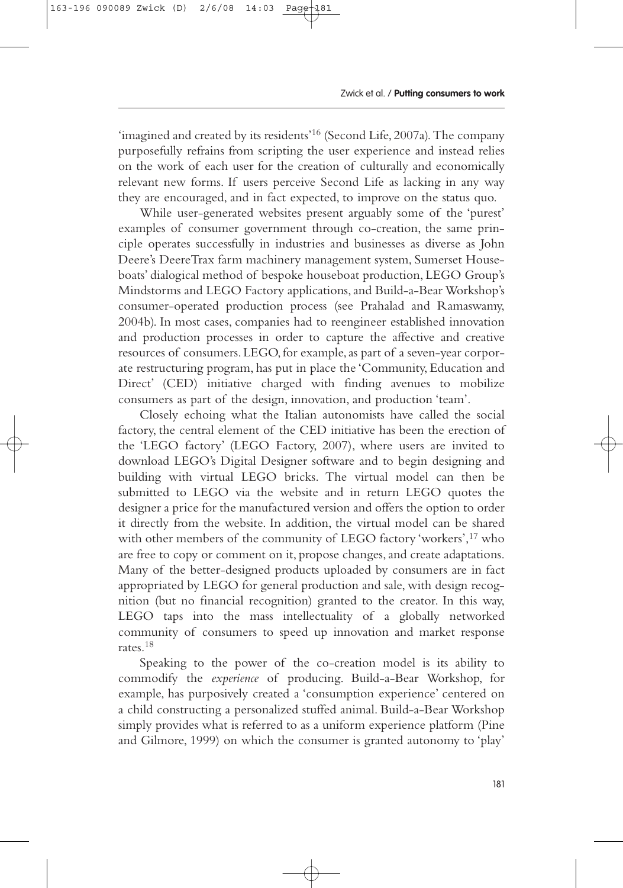'imagined and created by its residents'[16] (Second Life, 2007a). The company purposefully refrains from scripting the user experience and instead relies on the work of each user for the creation of culturally and economically relevant new forms. If users perceive Second Life as lacking in any way they are encouraged, and in fact expected, to improve on the status quo.

While user-generated websites present arguably some of the 'purest' examples of consumer government through co-creation, the same principle operates successfully in industries and businesses as diverse as John Deere's DeereTrax farm machinery management system, Sumerset Houseboats' dialogical method of bespoke houseboat production, LEGO Group's Mindstorms and LEGO Factory applications, and Build-a-Bear Workshop's consumer-operated production process (see Prahalad and Ramaswamy, 2004b). In most cases, companies had to reengineer established innovation and production processes in order to capture the affective and creative resources of consumers. LEGO, for example, as part of a seven-year corporate restructuring program, has put in place the 'Community, Education and Direct' (CED) initiative charged with finding avenues to mobilize consumers as part of the design, innovation, and production 'team'.

Closely echoing what the Italian autonomists have called the social factory, the central element of the CED initiative has been the erection of the 'LEGO factory' (LEGO Factory, 2007), where users are invited to download LEGO's Digital Designer software and to begin designing and building with virtual LEGO bricks. The virtual model can then be submitted to LEGO via the website and in return LEGO quotes the designer a price for the manufactured version and offers the option to order it directly from the website. In addition, the virtual model can be shared with other members of the community of LEGO factory 'workers',[17] who are free to copy or comment on it, propose changes, and create adaptations. Many of the better-designed products uploaded by consumers are in fact appropriated by LEGO for general production and sale, with design recognition (but no financial recognition) granted to the creator. In this way, LEGO taps into the mass intellectuality of a globally networked community of consumers to speed up innovation and market response rates.[18]

Speaking to the power of the co-creation model is its ability to commodify the *experience* of producing. Build-a-Bear Workshop, for example, has purposively created a 'consumption experience' centered on a child constructing a personalized stuffed animal. Build-a-Bear Workshop simply provides what is referred to as a uniform experience platform (Pine and Gilmore, 1999) on which the consumer is granted autonomy to 'play'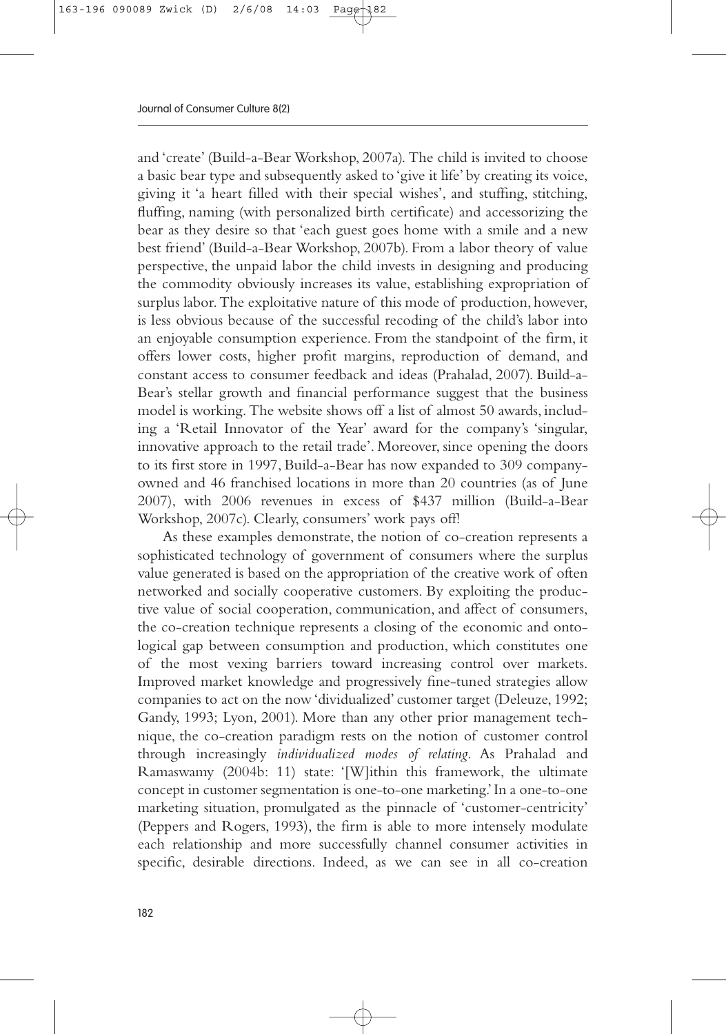and 'create' (Build-a-Bear Workshop, 2007a). The child is invited to choose a basic bear type and subsequently asked to 'give it life' by creating its voice, giving it 'a heart filled with their special wishes', and stuffing, stitching, fluffing, naming (with personalized birth certificate) and accessorizing the bear as they desire so that 'each guest goes home with a smile and a new best friend' (Build-a-Bear Workshop, 2007b). From a labor theory of value perspective, the unpaid labor the child invests in designing and producing the commodity obviously increases its value, establishing expropriation of surplus labor. The exploitative nature of this mode of production, however, is less obvious because of the successful recoding of the child's labor into an enjoyable consumption experience. From the standpoint of the firm, it offers lower costs, higher profit margins, reproduction of demand, and constant access to consumer feedback and ideas (Prahalad, 2007). Build-a-Bear's stellar growth and financial performance suggest that the business model is working. The website shows off a list of almost 50 awards, including a 'Retail Innovator of the Year' award for the company's 'singular, innovative approach to the retail trade'. Moreover, since opening the doors to its first store in 1997, Build-a-Bear has now expanded to 309 company-owned and 46 franchised locations in more than 20 countries (as of June 2007), with 2006 revenues in excess of $437 million (Build-a-Bear Workshop, 2007c). Clearly, consumers' work pays off!

As these examples demonstrate, the notion of co-creation represents a sophisticated technology of government of consumers where the surplus value generated is based on the appropriation of the creative work of often networked and socially cooperative customers. By exploiting the productive value of social cooperation, communication, and affect of consumers, the co-creation technique represents a closing of the economic and ontological gap between consumption and production, which constitutes one of the most vexing barriers toward increasing control over markets. Improved market knowledge and progressively fine-tuned strategies allow companies to act on the now 'dividualized' customer target (Deleuze, 1992; Gandy, 1993; Lyon, 2001). More than any other prior management technique, the co-creation paradigm rests on the notion of customer control through increasingly *individualized modes of relating*. As Prahalad and Ramaswamy (2004b: 11) state: '[W]ithin this framework, the ultimate concept in customer segmentation is one-to-one marketing.' In a one-to-one marketing situation, promulgated as the pinnacle of 'customer-centricity' (Peppers and Rogers, 1993), the firm is able to more intensely modulate each relationship and more successfully channel consumer activities in specific, desirable directions. Indeed, as we can see in all co-creation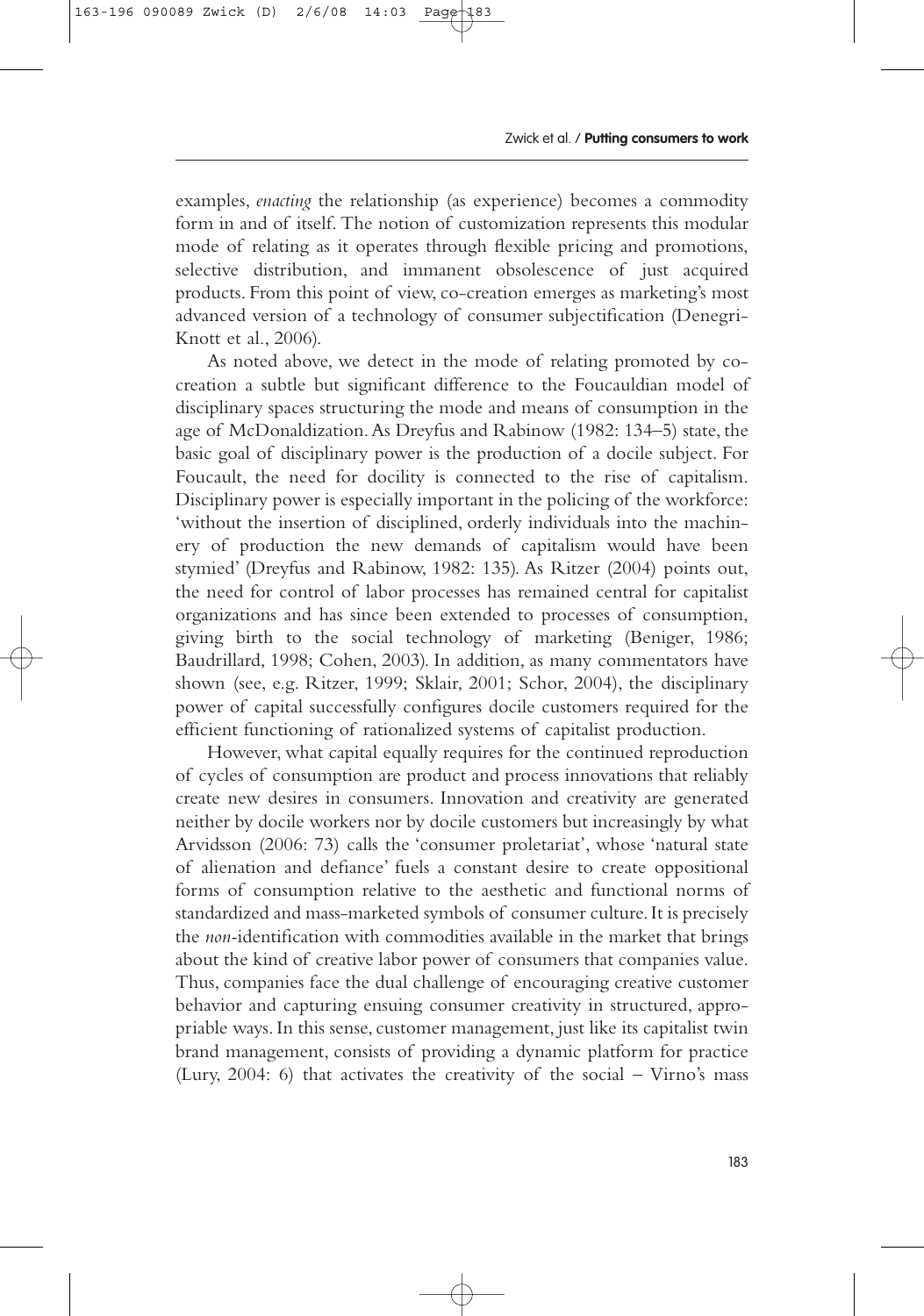examples, *enacting* the relationship (as experience) becomes a commodity form in and of itself. The notion of customization represents this modular mode of relating as it operates through flexible pricing and promotions, selective distribution, and immanent obsolescence of just acquired products. From this point of view, co-creation emerges as marketing's most advanced version of a technology of consumer subjectification (Denegri-Knott et al., 2006).

As noted above, we detect in the mode of relating promoted by co-creation a subtle but significant difference to the Foucauldian model of disciplinary spaces structuring the mode and means of consumption in the age of McDonaldization. As Dreyfus and Rabinow (1982: 134–5) state, the basic goal of disciplinary power is the production of a docile subject. For Foucault, the need for docility is connected to the rise of capitalism. Disciplinary power is especially important in the policing of the workforce: 'without the insertion of disciplined, orderly individuals into the machinery of production the new demands of capitalism would have been stymied' (Dreyfus and Rabinow, 1982: 135). As Ritzer (2004) points out, the need for control of labor processes has remained central for capitalist organizations and has since been extended to processes of consumption, giving birth to the social technology of marketing (Beniger, 1986; Baudrillard, 1998; Cohen, 2003). In addition, as many commentators have shown (see, e.g. Ritzer, 1999; Sklair, 2001; Schor, 2004), the disciplinary power of capital successfully configures docile customers required for the efficient functioning of rationalized systems of capitalist production.

However, what capital equally requires for the continued reproduction of cycles of consumption are product and process innovations that reliably create new desires in consumers. Innovation and creativity are generated neither by docile workers nor by docile customers but increasingly by what Arvidsson (2006: 73) calls the 'consumer proletariat', whose 'natural state of alienation and defiance' fuels a constant desire to create oppositional forms of consumption relative to the aesthetic and functional norms of standardized and mass-marketed symbols of consumer culture. It is precisely the *non*-identification with commodities available in the market that brings about the kind of creative labor power of consumers that companies value. Thus, companies face the dual challenge of encouraging creative customer behavior and capturing ensuing consumer creativity in structured, appropriable ways. In this sense, customer management, just like its capitalist twin brand management, consists of providing a dynamic platform for practice (Lury, 2004: 6) that activates the creativity of the social – Virno's mass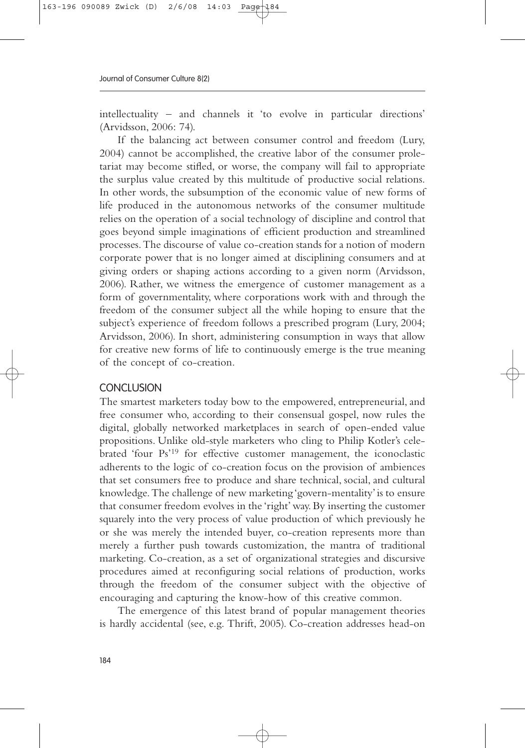intellectuality – and channels it 'to evolve in particular directions' (Arvidsson, 2006: 74).

If the balancing act between consumer control and freedom (Lury, 2004) cannot be accomplished, the creative labor of the consumer proletariat may become stifled, or worse, the company will fail to appropriate the surplus value created by this multitude of productive social relations. In other words, the subsumption of the economic value of new forms of life produced in the autonomous networks of the consumer multitude relies on the operation of a social technology of discipline and control that goes beyond simple imaginations of efficient production and streamlined processes. The discourse of value co-creation stands for a notion of modern corporate power that is no longer aimed at disciplining consumers and at giving orders or shaping actions according to a given norm (Arvidsson, 2006). Rather, we witness the emergence of customer management as a form of governmentality, where corporations work with and through the freedom of the consumer subject all the while hoping to ensure that the subject's experience of freedom follows a prescribed program (Lury, 2004; Arvidsson, 2006). In short, administering consumption in ways that allow for creative new forms of life to continuously emerge is the true meaning of the concept of co-creation.

## CONCLUSION

The smartest marketers today bow to the empowered, entrepreneurial, and free consumer who, according to their consensual gospel, now rules the digital, globally networked marketplaces in search of open-ended value propositions. Unlike old-style marketers who cling to Philip Kotler's celebrated 'four Ps'[19] for effective customer management, the iconoclastic adherents to the logic of co-creation focus on the provision of ambiences that set consumers free to produce and share technical, social, and cultural knowledge. The challenge of new marketing 'govern-mentality' is to ensure that consumer freedom evolves in the 'right' way. By inserting the customer squarely into the very process of value production of which previously he or she was merely the intended buyer, co-creation represents more than merely a further push towards customization, the mantra of traditional marketing. Co-creation, as a set of organizational strategies and discursive procedures aimed at reconfiguring social relations of production, works through the freedom of the consumer subject with the objective of encouraging and capturing the know-how of this creative common.

The emergence of this latest brand of popular management theories is hardly accidental (see, e.g. Thrift, 2005). Co-creation addresses head-on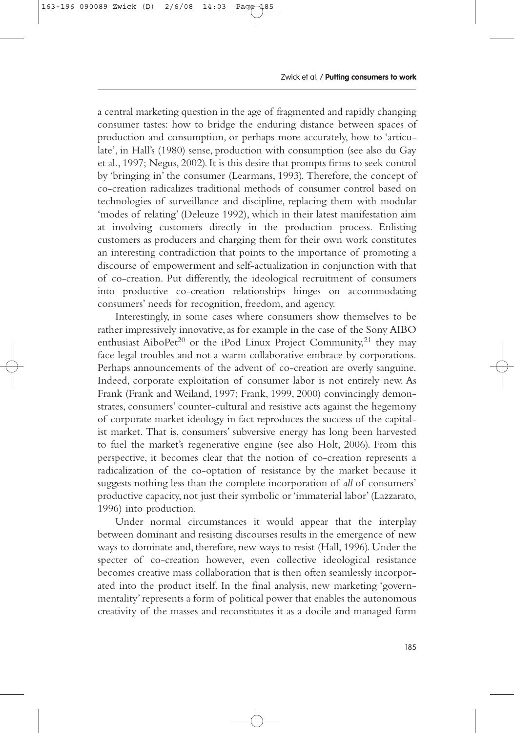a central marketing question in the age of fragmented and rapidly changing consumer tastes: how to bridge the enduring distance between spaces of production and consumption, or perhaps more accurately, how to 'articulate', in Hall's (1980) sense, production with consumption (see also du Gay et al., 1997; Negus, 2002). It is this desire that prompts firms to seek control by 'bringing in' the consumer (Learmans, 1993). Therefore, the concept of co-creation radicalizes traditional methods of consumer control based on technologies of surveillance and discipline, replacing them with modular 'modes of relating' (Deleuze 1992), which in their latest manifestation aim at involving customers directly in the production process. Enlisting customers as producers and charging them for their own work constitutes an interesting contradiction that points to the importance of promoting a discourse of empowerment and self-actualization in conjunction with that of co-creation. Put differently, the ideological recruitment of consumers into productive co-creation relationships hinges on accommodating consumers' needs for recognition, freedom, and agency.

Interestingly, in some cases where consumers show themselves to be rather impressively innovative, as for example in the case of the Sony AIBO enthusiast AiboPet[20] or the iPod Linux Project Community,[21] they may face legal troubles and not a warm collaborative embrace by corporations. Perhaps announcements of the advent of co-creation are overly sanguine. Indeed, corporate exploitation of consumer labor is not entirely new. As Frank (Frank and Weiland, 1997; Frank, 1999, 2000) convincingly demonstrates, consumers' counter-cultural and resistive acts against the hegemony of corporate market ideology in fact reproduces the success of the capitalist market. That is, consumers' subversive energy has long been harvested to fuel the market's regenerative engine (see also Holt, 2006). From this perspective, it becomes clear that the notion of co-creation represents a radicalization of the co-optation of resistance by the market because it suggests nothing less than the complete incorporation of *all* of consumers' productive capacity, not just their symbolic or 'immaterial labor' (Lazzarato, 1996) into production.

Under normal circumstances it would appear that the interplay between dominant and resisting discourses results in the emergence of new ways to dominate and, therefore, new ways to resist (Hall, 1996). Under the specter of co-creation however, even collective ideological resistance becomes creative mass collaboration that is then often seamlessly incorporated into the product itself. In the final analysis, new marketing 'governmentality' represents a form of political power that enables the autonomous creativity of the masses and reconstitutes it as a docile and managed form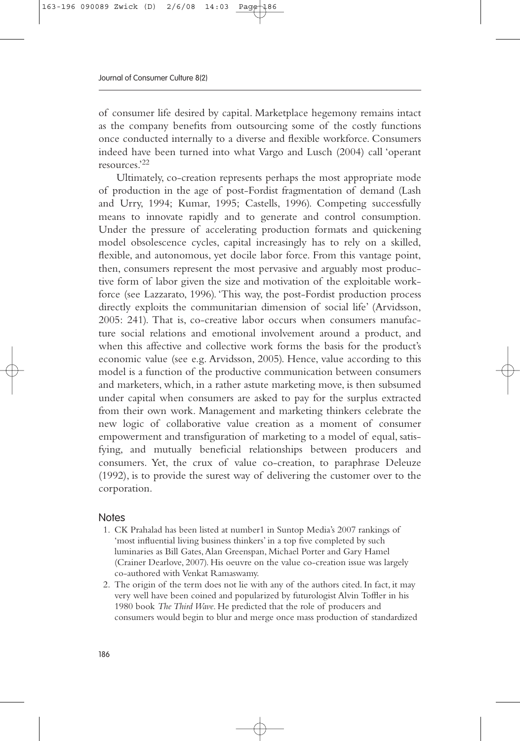of consumer life desired by capital. Marketplace hegemony remains intact as the company benefits from outsourcing some of the costly functions once conducted internally to a diverse and flexible workforce. Consumers indeed have been turned into what Vargo and Lusch (2004) call 'operant resources.'[22]

Ultimately, co-creation represents perhaps the most appropriate mode of production in the age of post-Fordist fragmentation of demand (Lash and Urry, 1994; Kumar, 1995; Castells, 1996). Competing successfully means to innovate rapidly and to generate and control consumption. Under the pressure of accelerating production formats and quickening model obsolescence cycles, capital increasingly has to rely on a skilled, flexible, and autonomous, yet docile labor force. From this vantage point, then, consumers represent the most pervasive and arguably most productive form of labor given the size and motivation of the exploitable workforce (see Lazzarato, 1996). 'This way, the post-Fordist production process directly exploits the communitarian dimension of social life' (Arvidsson, 2005: 241). That is, co-creative labor occurs when consumers manufacture social relations and emotional involvement around a product, and when this affective and collective work forms the basis for the product's economic value (see e.g. Arvidsson, 2005). Hence, value according to this model is a function of the productive communication between consumers and marketers, which, in a rather astute marketing move, is then subsumed under capital when consumers are asked to pay for the surplus extracted from their own work. Management and marketing thinkers celebrate the new logic of collaborative value creation as a moment of consumer empowerment and transfiguration of marketing to a model of equal, satisfying, and mutually beneficial relationships between producers and consumers. Yet, the crux of value co-creation, to paraphrase Deleuze (1992), is to provide the surest way of delivering the customer over to the corporation.

## Notes

1. CK Prahalad has been listed at number1 in Suntop Media's 2007 rankings of 'most influential living business thinkers' in a top five completed by such luminaries as Bill Gates, Alan Greenspan, Michael Porter and Gary Hamel (Crainer Dearlove, 2007). His oeuvre on the value co-creation issue was largely co-authored with Venkat Ramaswamy.
2. The origin of the term does not lie with any of the authors cited. In fact, it may very well have been coined and popularized by futurologist Alvin Toffler in his 1980 book *The Third Wave*. He predicted that the role of producers and consumers would begin to blur and merge once mass production of standardized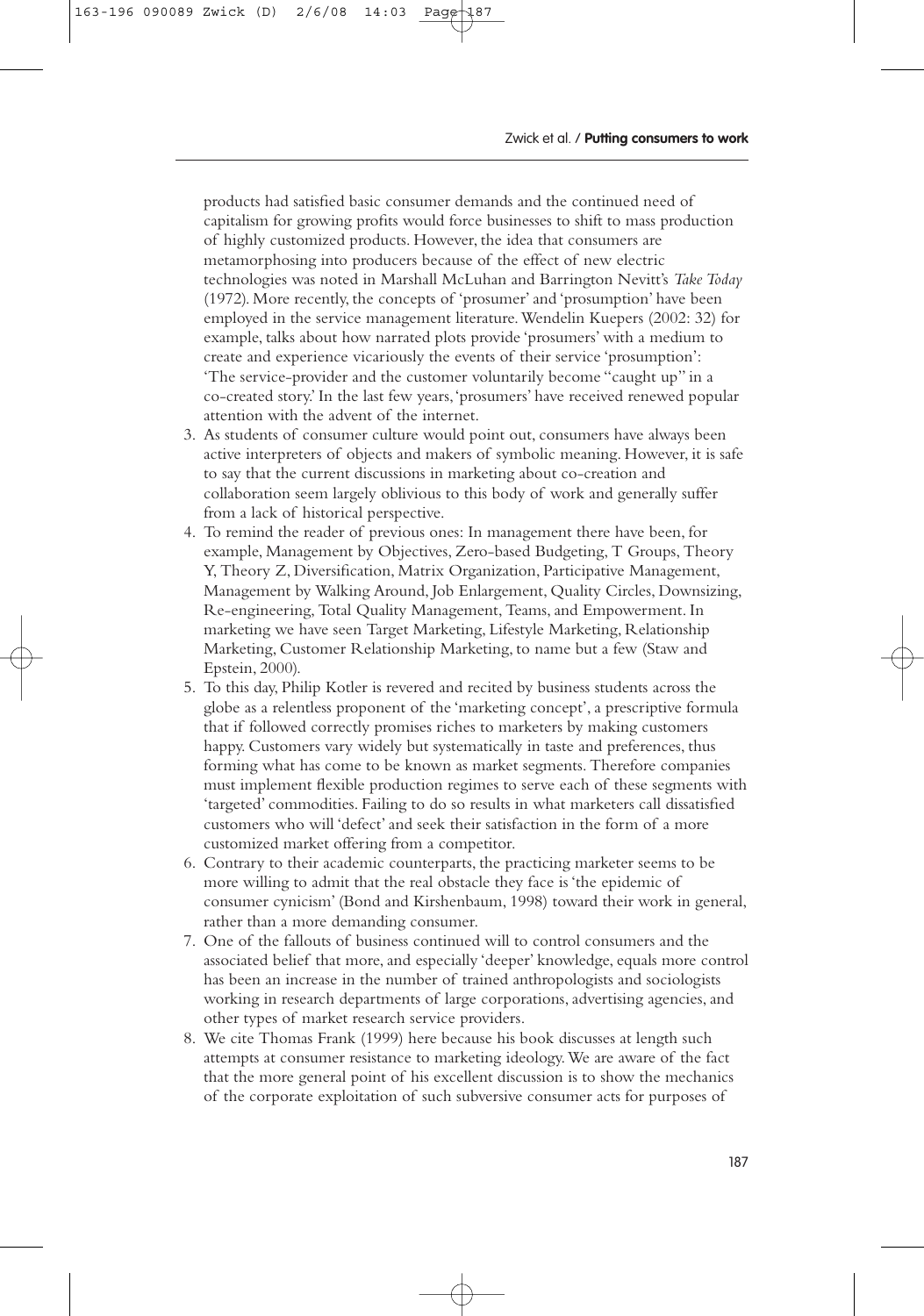products had satisfied basic consumer demands and the continued need of capitalism for growing profits would force businesses to shift to mass production of highly customized products. However, the idea that consumers are metamorphosing into producers because of the effect of new electric technologies was noted in Marshall McLuhan and Barrington Nevitt's *Take Today* (1972). More recently, the concepts of 'prosumer' and 'prosumption' have been employed in the service management literature. Wendelin Kuepers (2002: 32) for example, talks about how narrated plots provide 'prosumers' with a medium to create and experience vicariously the events of their service 'prosumption': 'The service-provider and the customer voluntarily become "caught up" in a co-created story.' In the last few years, 'prosumers' have received renewed popular attention with the advent of the internet.

3. As students of consumer culture would point out, consumers have always been active interpreters of objects and makers of symbolic meaning. However, it is safe to say that the current discussions in marketing about co-creation and collaboration seem largely oblivious to this body of work and generally suffer from a lack of historical perspective.
4. To remind the reader of previous ones: In management there have been, for example, Management by Objectives, Zero-based Budgeting, T Groups, Theory Y, Theory Z, Diversification, Matrix Organization, Participative Management, Management by Walking Around, Job Enlargement, Quality Circles, Downsizing, Re-engineering, Total Quality Management, Teams, and Empowerment. In marketing we have seen Target Marketing, Lifestyle Marketing, Relationship Marketing, Customer Relationship Marketing, to name but a few (Staw and Epstein, 2000).
5. To this day, Philip Kotler is revered and recited by business students across the globe as a relentless proponent of the 'marketing concept', a prescriptive formula that if followed correctly promises riches to marketers by making customers happy. Customers vary widely but systematically in taste and preferences, thus forming what has come to be known as market segments. Therefore companies must implement flexible production regimes to serve each of these segments with 'targeted' commodities. Failing to do so results in what marketers call dissatisfied customers who will 'defect' and seek their satisfaction in the form of a more customized market offering from a competitor.
6. Contrary to their academic counterparts, the practicing marketeer seems to be more willing to admit that the real obstacle they face is 'the epidemic of consumer cynicism' (Bond and Kirshenbaum, 1998) toward their work in general, rather than a more demanding consumer.
7. One of the fallouts of business continued will to control consumers and the associated belief that more, and especially 'deeper' knowledge, equals more control has been an increase in the number of trained anthropologists and sociologists working in research departments of large corporations, advertising agencies, and other types of market research service providers.
8. We cite Thomas Frank (1999) here because his book discusses at length such attempts at consumer resistance to marketing ideology. We are aware of the fact that the more general point of his excellent discussion is to show the mechanics of the corporate exploitation of such subversive consumer acts for purposes of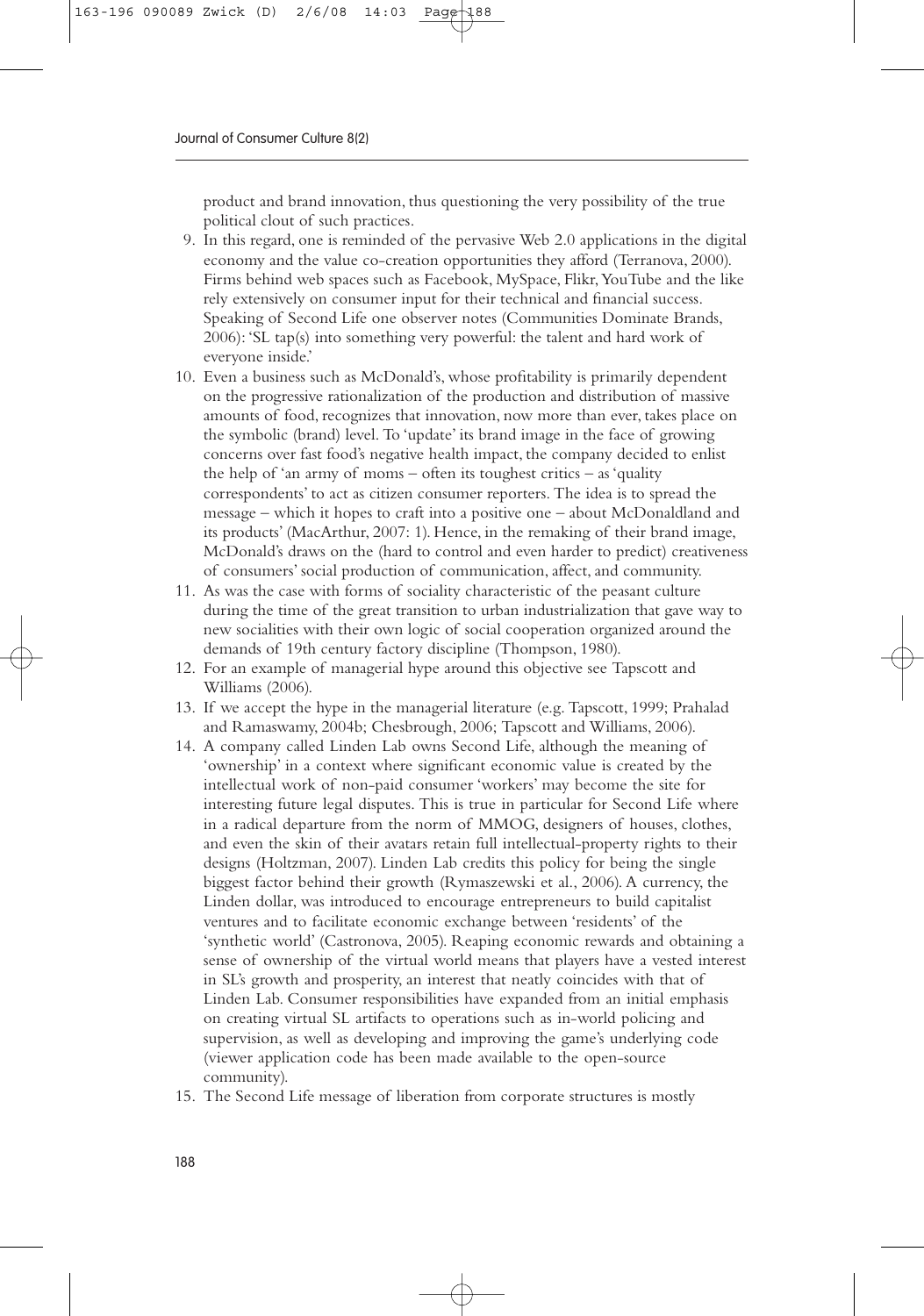product and brand innovation, thus questioning the very possibility of the true political clout of such practices.

9. In this regard, one is reminded of the pervasive Web 2.0 applications in the digital economy and the value co-creation opportunities they afford (Terranova, 2000). Firms behind web spaces such as Facebook, MySpace, Flikr, YouTube and the like rely extensively on consumer input for their technical and financial success. Speaking of Second Life one observer notes (Communities Dominate Brands, 2006): 'SL tap(s) into something very powerful: the talent and hard work of everyone inside.'
10. Even a business such as McDonald's, whose profitability is primarily dependent on the progressive rationalization of the production and distribution of massive amounts of food, recognizes that innovation, now more than ever, takes place on the symbolic (brand) level. To 'update' its brand image in the face of growing concerns over fast food's negative health impact, the company decided to enlist the help of 'an army of moms – often its toughest critics – as 'quality correspondents' to act as citizen consumer reporters. The idea is to spread the message – which it hopes to craft into a positive one – about McDonaldland and its products' (MacArthur, 2007: 1). Hence, in the remaking of their brand image, McDonald's draws on the (hard to control and even harder to predict) creativeness of consumers' social production of communication, affect, and community.
11. As was the case with forms of sociality characteristic of the peasant culture during the time of the great transition to urban industrialization that gave way to new socialities with their own logic of social cooperation organized around the demands of 19th century factory discipline (Thompson, 1980).
12. For an example of managerial hype around this objective see Tapscott and Williams (2006).
13. If we accept the hype in the managerial literature (e.g. Tapscott, 1999; Prahalad and Ramaswamy, 2004b; Chesbrough, 2006; Tapscott and Williams, 2006).
14. A company called Linden Lab owns Second Life, although the meaning of 'ownership' in a context where significant economic value is created by the intellectual work of non-paid consumer 'workers' may become the site for interesting future legal disputes. This is true in particular for Second Life where in a radical departure from the norm of MMOG, designers of houses, clothes, and even the skin of their avatars retain full intellectual-property rights to their designs (Holtzman, 2007). Linden Lab credits this policy for being the single biggest factor behind their growth (Rymaszewski et al., 2006). A currency, the Linden dollar, was introduced to encourage entrepreneurs to build capitalist ventures and to facilitate economic exchange between 'residents' of the 'synthetic world' (Castronova, 2005). Reaping economic rewards and obtaining a sense of ownership of the virtual world means that players have a vested interest in SL's growth and prosperity, an interest that neatly coincides with that of Linden Lab. Consumer responsibilities have expanded from an initial emphasis on creating virtual SL artifacts to operations such as in-world policing and supervision, as well as developing and improving the game's underlying code (viewer application code has been made available to the open-source community).
15. The Second Life message of liberation from corporate structures is mostly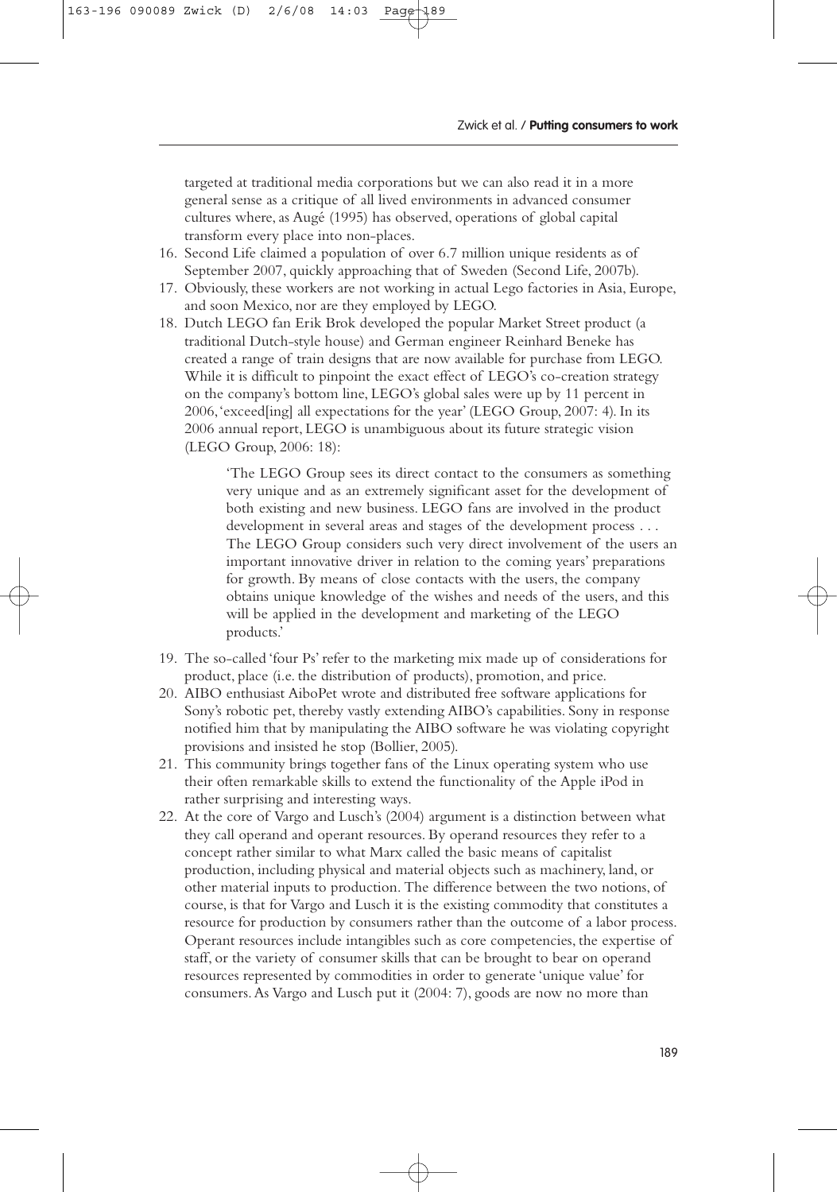targeted at traditional media corporations but we can also read it in a more general sense as a critique of all lived environments in advanced consumer cultures where, as Augé (1995) has observed, operations of global capital transform every place into non-places.

16. Second Life claimed a population of over 6.7 million unique residents as of September 2007, quickly approaching that of Sweden (Second Life, 2007b).
17. Obviously, these workers are not working in actual Lego factories in Asia, Europe, and soon Mexico, nor are they employed by LEGO.
18. Dutch LEGO fan Erik Brok developed the popular Market Street product (a traditional Dutch-style house) and German engineer Reinhard Beneke has created a range of train designs that are now available for purchase from LEGO. While it is difficult to pinpoint the exact effect of LEGO's co-creation strategy on the company's bottom line, LEGO's global sales were up by 11 percent in 2006, 'exceed[ing] all expectations for the year' (LEGO Group, 2007: 4). In its 2006 annual report, LEGO is unambiguous about its future strategic vision (LEGO Group, 2006: 18):

    > 'The LEGO Group sees its direct contact to the consumers as something very unique and as an extremely significant asset for the development of both existing and new business. LEGO fans are involved in the product development in several areas and stages of the development process . . . The LEGO Group considers such very direct involvement of the users an important innovative driver in relation to the coming years' preparations for growth. By means of close contacts with the users, the company obtains unique knowledge of the wishes and needs of the users, and this will be applied in the development and marketing of the LEGO products.'

19. The so-called 'four Ps' refer to the marketing mix made up of considerations for product, place (i.e. the distribution of products), promotion, and price.
20. AIBO enthusiast AiboPet wrote and distributed free software applications for Sony's robotic pet, thereby vastly extending AIBO's capabilities. Sony in response notified him that by manipulating the AIBO software he was violating copyright provisions and insisted he stop (Bollier, 2005).
21. This community brings together fans of the Linux operating system who use their often remarkable skills to extend the functionality of the Apple iPod in rather surprising and interesting ways.
22. At the core of Vargo and Lusch's (2004) argument is a distinction between what they call operand and operant resources. By operand resources they refer to a concept rather similar to what Marx called the basic means of capitalist production, including physical and material objects such as machinery, land, or other material inputs to production. The difference between the two notions, of course, is that for Vargo and Lusch it is the existing commodity that constitutes a resource for production by consumers rather than the outcome of a labor process. Operant resources include intangibles such as core competencies, the expertise of staff, or the variety of consumer skills that can be brought to bear on operand resources represented by commodities in order to generate 'unique value' for consumers. As Vargo and Lusch put it (2004: 7), goods are now no more than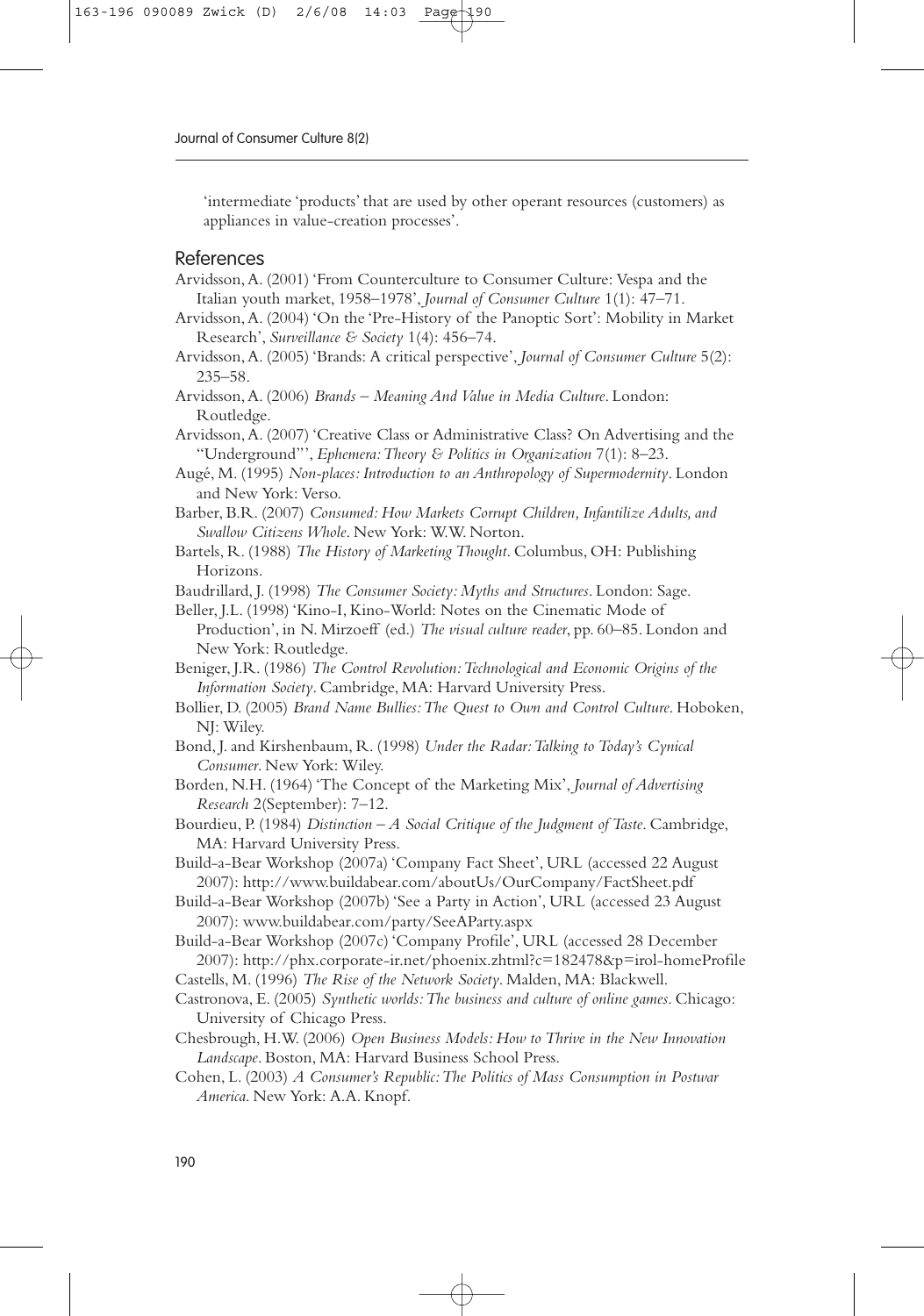'intermediate 'products' that are used by other operant resources (customers) as appliances in value-creation processes'.

## References

Arvidsson, A. (2001) 'From Counterculture to Consumer Culture: Vespa and the Italian youth market, 1958–1978', *Journal of Consumer Culture* 1(1): 47–71.

Arvidsson, A. (2004) 'On the 'Pre-History of the Panoptic Sort': Mobility in Market Research', *Surveillance & Society* 1(4): 456–74.

Arvidsson, A. (2005) 'Brands: A critical perspective', *Journal of Consumer Culture* 5(2): 235–58.

Arvidsson, A. (2006) *Brands – Meaning And Value in Media Culture*. London: Routledge.

Arvidsson, A. (2007) 'Creative Class or Administrative Class? On Advertising and the "Underground"', *Ephemera: Theory & Politics in Organization* 7(1): 8–23.

Augé, M. (1995) *Non-places: Introduction to an Anthropology of Supermodernity*. London and New York: Verso.

Barber, B.R. (2007) *Consumed: How Markets Corrupt Children, Infantilize Adults, and Swallow Citizens Whole*. New York: W.W. Norton.

Bartels, R. (1988) *The History of Marketing Thought*. Columbus, OH: Publishing Horizons.

Baudrillard, J. (1998) *The Consumer Society: Myths and Structures*. London: Sage.

Beller, J.L. (1998) 'Kino-I, Kino-World: Notes on the Cinematic Mode of Production', in N. Mirzoeff (ed.) *The visual culture reader*, pp. 60–85. London and New York: Routledge.

Beniger, J.R. (1986) *The Control Revolution: Technological and Economic Origins of the Information Society*. Cambridge, MA: Harvard University Press.

Bollier, D. (2005) *Brand Name Bullies: The Quest to Own and Control Culture*. Hoboken, NJ: Wiley.

Bond, J. and Kirshenbaum, R. (1998) *Under the Radar: Talking to Today's Cynical Consumer*. New York: Wiley.

Borden, N.H. (1964) 'The Concept of the Marketing Mix', *Journal of Advertising Research* 2(September): 7–12.

Bourdieu, P. (1984) *Distinction – A Social Critique of the Judgment of Taste*. Cambridge, MA: Harvard University Press.

Build-a-Bear Workshop (2007a) 'Company Fact Sheet', URL (accessed 22 August 2007): http://www.buildabear.com/aboutUs/OurCompany/FactSheet.pdf

Build-a-Bear Workshop (2007b) 'See a Party in Action', URL (accessed 23 August 2007): www.buildabear.com/party/SeeAParty.aspx

Build-a-Bear Workshop (2007c) 'Company Profile', URL (accessed 28 December 2007): http://phx.corporate-ir.net/phoenix.zhtml?c=182478&p=irol-homeProfile

Castells, M. (1996) *The Rise of the Network Society*. Malden, MA: Blackwell.

Castronova, E. (2005) *Synthetic worlds: The business and culture of online games*. Chicago: University of Chicago Press.

Chesbrough, H.W. (2006) *Open Business Models: How to Thrive in the New Innovation Landscape*. Boston, MA: Harvard Business School Press.

Cohen, L. (2003) *A Consumer's Republic: The Politics of Mass Consumption in Postwar America*. New York: A.A. Knopf.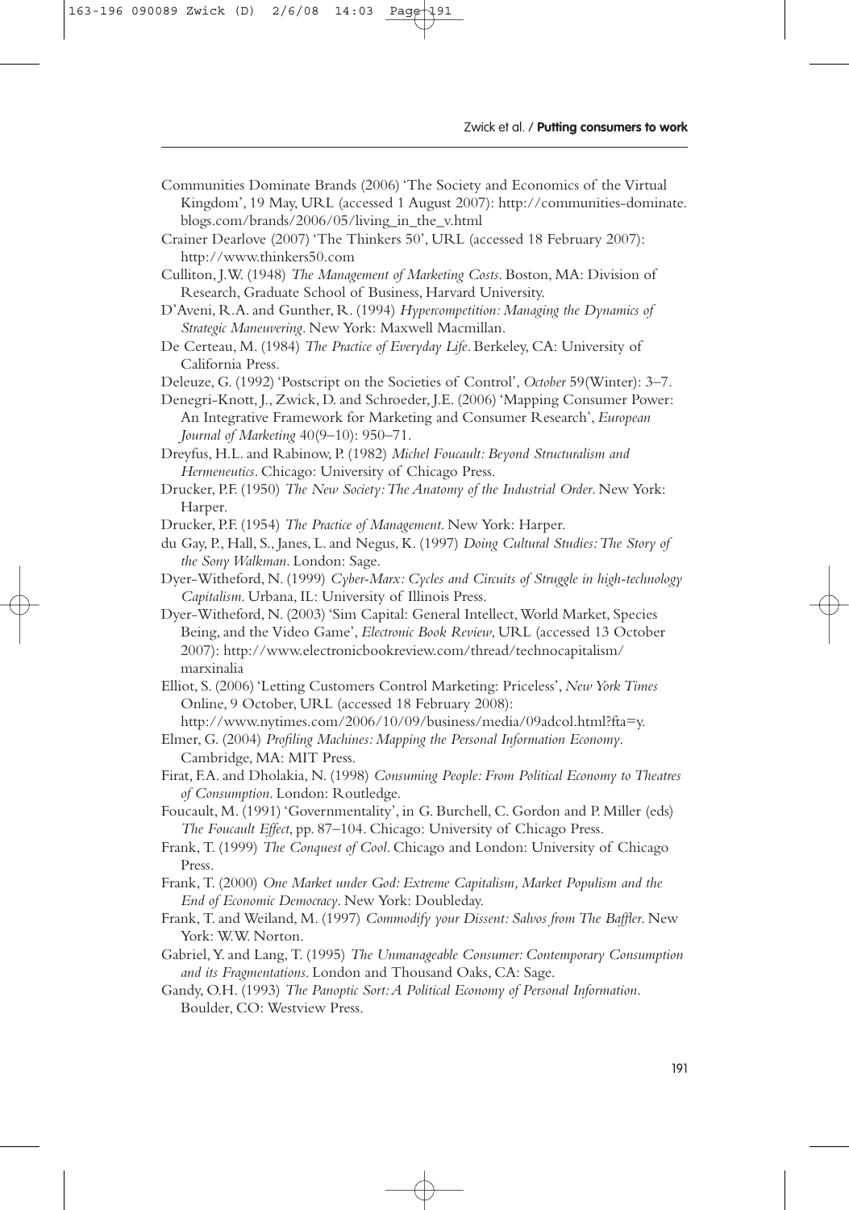Communities Dominate Brands (2006) 'The Society and Economics of the Virtual Kingdom', 19 May, URL (accessed 1 August 2007): http://communities-dominate.blogs.com/brands/2006/05/living_in_the_v.html

Crainer Dearlove (2007) 'The Thinkers 50', URL (accessed 18 February 2007): http://www.thinkers50.com

Culliton, J.W. (1948) *The Management of Marketing Costs*. Boston, MA: Division of Research, Graduate School of Business, Harvard University.

D'Aveni, R.A. and Gunther, R. (1994) *Hypercompetition: Managing the Dynamics of Strategic Maneuvering*. New York: Maxwell Macmillan.

De Certeau, M. (1984) *The Practice of Everyday Life*. Berkeley, CA: University of California Press.

Deleuze, G. (1992) 'Postscript on the Societies of Control', *October* 59(Winter): 3–7.

Denegri-Knott, J., Zwick, D. and Schroeder, J.E. (2006) 'Mapping Consumer Power: An Integrative Framework for Marketing and Consumer Research', *European Journal of Marketing* 40(9–10): 950–71.

Dreyfus, H.L. and Rabinow, P. (1982) *Michel Foucault: Beyond Structuralism and Hermeneutics*. Chicago: University of Chicago Press.

Drucker, P.F. (1950) *The New Society: The Anatomy of the Industrial Order*. New York: Harper.

Drucker, P.F. (1954) *The Practice of Management*. New York: Harper.

du Gay, P., Hall, S., Janes, L. and Negus, K. (1997) *Doing Cultural Studies: The Story of the Sony Walkman*. London: Sage.

Dyer-Witheford, N. (1999) *Cyber-Marx: Cycles and Circuits of Struggle in high-technology Capitalism*. Urbana, IL: University of Illinois Press.

Dyer-Witheford, N. (2003) 'Sim Capital: General Intellect, World Market, Species Being, and the Video Game', *Electronic Book Review*, URL (accessed 13 October 2007): http://www.electronicbookreview.com/thread/technocapitalism/marxinalia

Elliot, S. (2006) 'Letting Customers Control Marketing: Priceless', *New York Times* Online, 9 October, URL (accessed 18 February 2008): http://www.nytimes.com/2006/10/09/business/media/09adcol.html?fta=y.

Elmer, G. (2004) *Profiling Machines: Mapping the Personal Information Economy*. Cambridge, MA: MIT Press.

Firat, F.A. and Dholakia, N. (1998) *Consuming People: From Political Economy to Theatres of Consumption*. London: Routledge.

Foucault, M. (1991) 'Governmentality', in G. Burchell, C. Gordon and P. Miller (eds) *The Foucault Effect*, pp. 87–104. Chicago: University of Chicago Press.

Frank, T. (1999) *The Conquest of Cool*. Chicago and London: University of Chicago Press.

Frank, T. (2000) *One Market under God: Extreme Capitalism, Market Populism and the End of Economic Democracy*. New York: Doubleday.

Frank, T. and Weiland, M. (1997) *Commodify your Dissent: Salvos from The Baffler*. New York: W.W. Norton.

Gabriel, Y. and Lang, T. (1995) *The Unmanageable Consumer: Contemporary Consumption and its Fragmentations*. London and Thousand Oaks, CA: Sage.

Gandy, O.H. (1993) *The Panoptic Sort: A Political Economy of Personal Information*. Boulder, CO: Westview Press.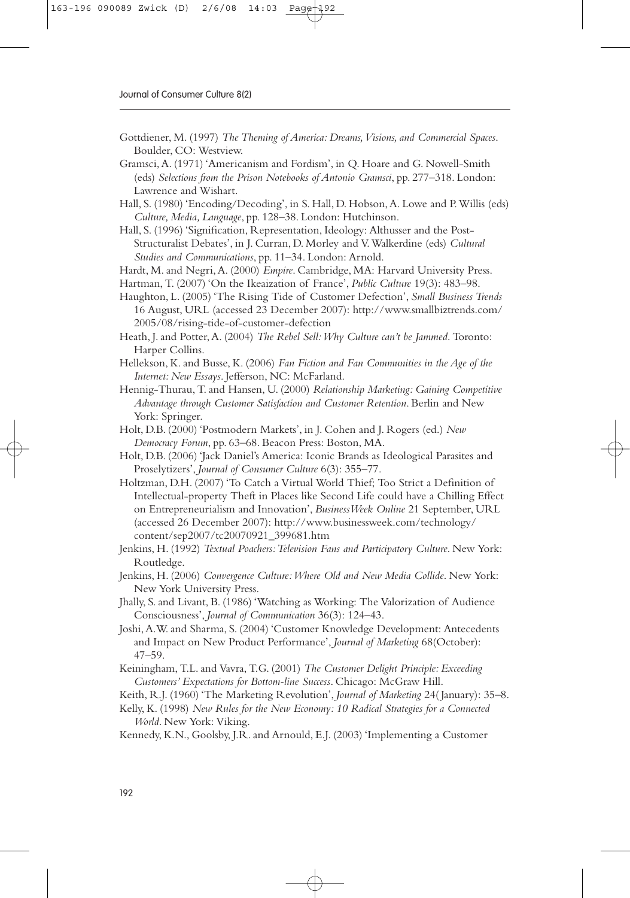Gottdiener, M. (1997) *The Theming of America: Dreams, Visions, and Commercial Spaces*. Boulder, CO: Westview.

Gramsci, A. (1971) 'Americanism and Fordism', in Q. Hoare and G. Nowell-Smith (eds) *Selections from the Prison Notebooks of Antonio Gramsci*, pp. 277–318. London: Lawrence and Wishart.

Hall, S. (1980) 'Encoding/Decoding', in S. Hall, D. Hobson, A. Lowe and P. Willis (eds) *Culture, Media, Language*, pp. 128–38. London: Hutchinson.

Hall, S. (1996) 'Signification, Representation, Ideology: Althusser and the Post-Structuralist Debates', in J. Curran, D. Morley and V. Walkerdine (eds) *Cultural Studies and Communications*, pp. 11–34. London: Arnold.

Hardt, M. and Negri, A. (2000) *Empire*. Cambridge, MA: Harvard University Press.

Hartman, T. (2007) 'On the Ikeaization of France', *Public Culture* 19(3): 483–98.

Haughton, L. (2005) 'The Rising Tide of Customer Defection', *Small Business Trends* 16 August, URL (accessed 23 December 2007): http://www.smallbiztrends.com/2005/08/rising-tide-of-customer-defection

Heath, J. and Potter, A. (2004) *The Rebel Sell: Why Culture can't be Jammed*. Toronto: Harper Collins.

Hellekson, K. and Busse, K. (2006) *Fan Fiction and Fan Communities in the Age of the Internet: New Essays*. Jefferson, NC: McFarland.

Hennig-Thurau, T. and Hansen, U. (2000) *Relationship Marketing: Gaining Competitive Advantage through Customer Satisfaction and Customer Retention*. Berlin and New York: Springer.

Holt, D.B. (2000) 'Postmodern Markets', in J. Cohen and J. Rogers (ed.) *New Democracy Forum*, pp. 63–68. Beacon Press: Boston, MA.

Holt, D.B. (2006) 'Jack Daniel's America: Iconic Brands as Ideological Parasites and Proselytizers', *Journal of Consumer Culture* 6(3): 355–77.

Holtzman, D.H. (2007) 'To Catch a Virtual World Thief; Too Strict a Definition of Intellectual-property Theft in Places like Second Life could have a Chilling Effect on Entrepreneurialism and Innovation', *BusinessWeek Online* 21 September, URL (accessed 26 December 2007): http://www.businessweek.com/technology/content/sep2007/tc20070921_399681.htm

Jenkins, H. (1992) *Textual Poachers: Television Fans and Participatory Culture*. New York: Routledge.

Jenkins, H. (2006) *Convergence Culture: Where Old and New Media Collide*. New York: New York University Press.

Jhally, S. and Livant, B. (1986) 'Watching as Working: The Valorization of Audience Consciousness', *Journal of Communication* 36(3): 124–43.

Joshi, A.W. and Sharma, S. (2004) 'Customer Knowledge Development: Antecedents and Impact on New Product Performance', *Journal of Marketing* 68(October): 47–59.

Keiningham, T.L. and Vavra, T.G. (2001) *The Customer Delight Principle: Exceeding Customers' Expectations for Bottom-line Success*. Chicago: McGraw Hill.

Keith, R.J. (1960) 'The Marketing Revolution', *Journal of Marketing* 24(January): 35–8.

Kelly, K. (1998) *New Rules for the New Economy: 10 Radical Strategies for a Connected World*. New York: Viking.

Kennedy, K.N., Goolsby, J.R. and Arnould, E.J. (2003) 'Implementing a Customer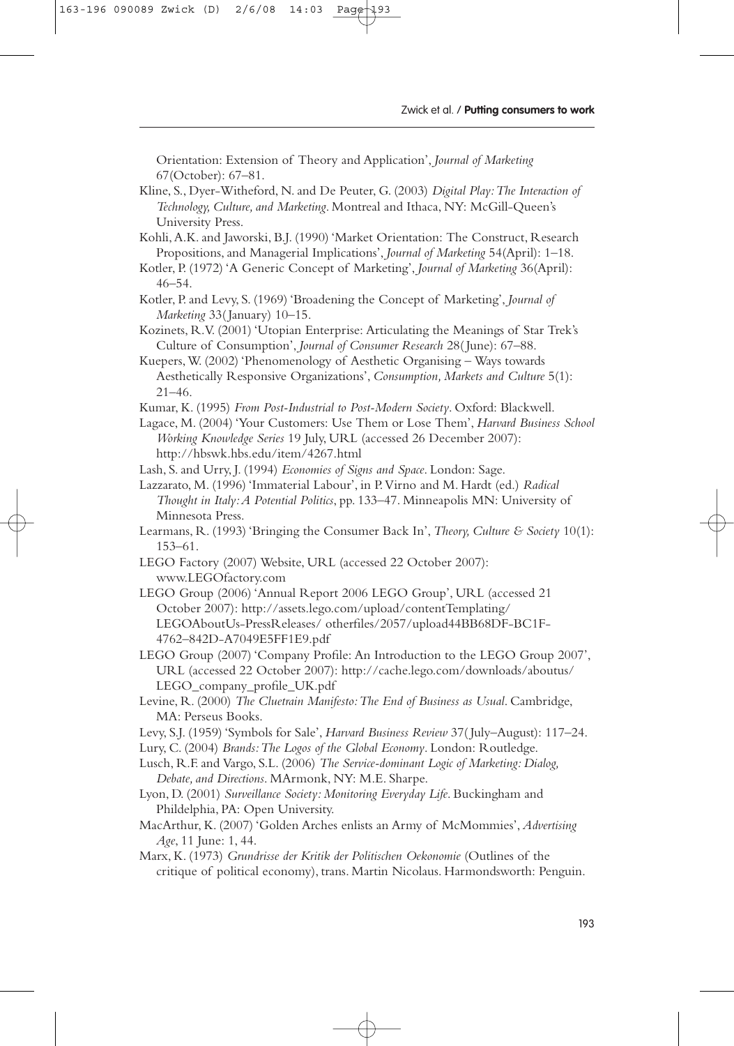Orientation: Extension of Theory and Application', *Journal of Marketing* 67(October): 67–81.

Kline, S., Dyer-Witheford, N. and De Peuter, G. (2003) *Digital Play: The Interaction of Technology, Culture, and Marketing*. Montreal and Ithaca, NY: McGill-Queen's University Press.

Kohli, A.K. and Jaworski, B.J. (1990) 'Market Orientation: The Construct, Research Propositions, and Managerial Implications', *Journal of Marketing* 54(April): 1–18.

Kotler, P. (1972) 'A Generic Concept of Marketing', *Journal of Marketing* 36(April): 46–54.

Kotler, P. and Levy, S. (1969) 'Broadening the Concept of Marketing', *Journal of Marketing* 33(January) 10–15.

Kozinets, R.V. (2001) 'Utopian Enterprise: Articulating the Meanings of Star Trek's Culture of Consumption', *Journal of Consumer Research* 28(June): 67–88.

Kuepers, W. (2002) 'Phenomenology of Aesthetic Organising – Ways towards Aesthetically Responsive Organizations', *Consumption, Markets and Culture* 5(1): 21–46.

Kumar, K. (1995) *From Post-Industrial to Post-Modern Society*. Oxford: Blackwell.

Lagace, M. (2004) 'Your Customers: Use Them or Lose Them', *Harvard Business School Working Knowledge Series* 19 July, URL (accessed 26 December 2007): http://hbswk.hbs.edu/item/4267.html

Lash, S. and Urry, J. (1994) *Economies of Signs and Space*. London: Sage.

Lazzarato, M. (1996) 'Immaterial Labour', in P. Virno and M. Hardt (ed.) *Radical Thought in Italy: A Potential Politics*, pp. 133–47. Minneapolis MN: University of Minnesota Press.

Learmans, R. (1993) 'Bringing the Consumer Back In', *Theory, Culture & Society* 10(1): 153–61.

LEGO Factory (2007) Website, URL (accessed 22 October 2007): www.LEGOfactory.com

LEGO Group (2006) 'Annual Report 2006 LEGO Group', URL (accessed 21 October 2007): http://assets.lego.com/upload/contentTemplating/LEGOAboutUs-PressReleases/ otherfiles/2057/upload44BB68DF-BC1F-4762–842D-A7049E5FF1E9.pdf

LEGO Group (2007) 'Company Profile: An Introduction to the LEGO Group 2007', URL (accessed 22 October 2007): http://cache.lego.com/downloads/aboutus/LEGO_company_profile_UK.pdf

Levine, R. (2000) *The Cluetrain Manifesto: The End of Business as Usual*. Cambridge, MA: Perseus Books.

Levy, S.J. (1959) 'Symbols for Sale', *Harvard Business Review* 37(July–August): 117–24.

Lury, C. (2004) *Brands: The Logos of the Global Economy*. London: Routledge.

Lusch, R.F. and Vargo, S.L. (2006) *The Service-dominant Logic of Marketing: Dialog, Debate, and Directions*. MArmonk, NY: M.E. Sharpe.

Lyon, D. (2001) *Surveillance Society: Monitoring Everyday Life*. Buckingham and Phildelphia, PA: Open University.

MacArthur, K. (2007) 'Golden Arches enlists an Army of McMommies', *Advertising Age*, 11 June: 1, 44.

Marx, K. (1973) *Grundrisse der Kritik der Politischen Oekonomie* (Outlines of the critique of political economy), trans. Martin Nicolaus. Harmondsworth: Penguin.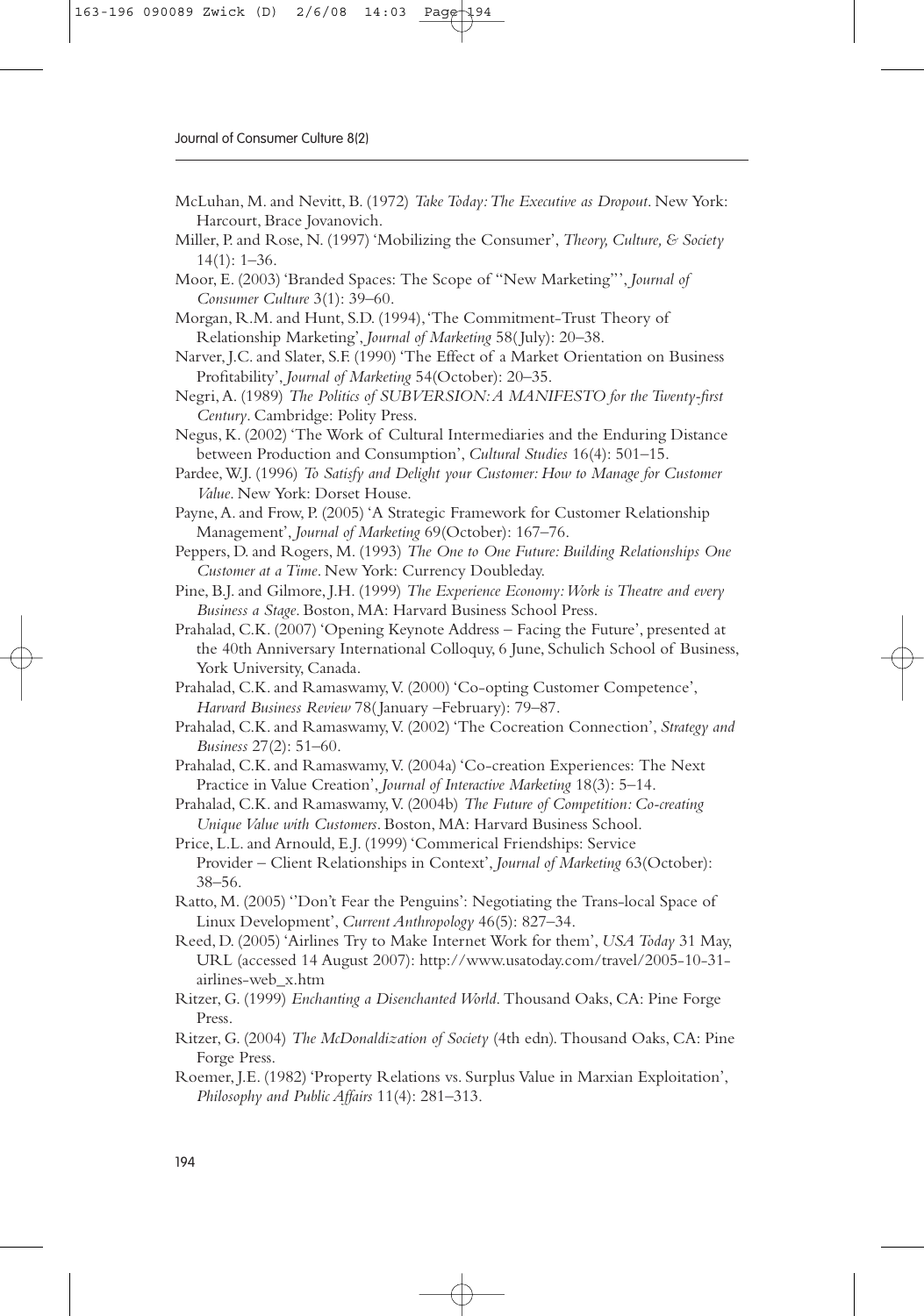McLuhan, M. and Nevitt, B. (1972) *Take Today: The Executive as Dropout*. New York: Harcourt, Brace Jovanovich.

Miller, P. and Rose, N. (1997) 'Mobilizing the Consumer', *Theory, Culture, & Society* 14(1): 1–36.

Moor, E. (2003) 'Branded Spaces: The Scope of "New Marketing"', *Journal of Consumer Culture* 3(1): 39–60.

Morgan, R.M. and Hunt, S.D. (1994), 'The Commitment-Trust Theory of Relationship Marketing', *Journal of Marketing* 58(July): 20–38.

Narver, J.C. and Slater, S.F. (1990) 'The Effect of a Market Orientation on Business Profitability', *Journal of Marketing* 54(October): 20–35.

Negri, A. (1989) *The Politics of SUBVERSION: A MANIFESTO for the Twenty-first Century*. Cambridge: Polity Press.

Negus, K. (2002) 'The Work of Cultural Intermediaries and the Enduring Distance between Production and Consumption', *Cultural Studies* 16(4): 501–15.

Pardee, W.J. (1996) *To Satisfy and Delight your Customer: How to Manage for Customer Value*. New York: Dorset House.

Payne, A. and Frow, P. (2005) 'A Strategic Framework for Customer Relationship Management', *Journal of Marketing* 69(October): 167–76.

Peppers, D. and Rogers, M. (1993) *The One to One Future: Building Relationships One Customer at a Time*. New York: Currency Doubleday.

Pine, B.J. and Gilmore, J.H. (1999) *The Experience Economy: Work is Theatre and every Business a Stage*. Boston, MA: Harvard Business School Press.

Prahalad, C.K. (2007) 'Opening Keynote Address – Facing the Future', presented at the 40th Anniversary International Colloquy, 6 June, Schulich School of Business, York University, Canada.

Prahalad, C.K. and Ramaswamy, V. (2000) 'Co-opting Customer Competence', *Harvard Business Review* 78(January –February): 79–87.

Prahalad, C.K. and Ramaswamy, V. (2002) 'The Cocreation Connection', *Strategy and Business* 27(2): 51–60.

Prahalad, C.K. and Ramaswamy, V. (2004a) 'Co-creation Experiences: The Next Practice in Value Creation', *Journal of Interactive Marketing* 18(3): 5–14.

Prahalad, C.K. and Ramaswamy, V. (2004b) *The Future of Competition: Co-creating Unique Value with Customers*. Boston, MA: Harvard Business School.

Price, L.L. and Arnould, E.J. (1999) 'Commerical Friendships: Service Provider – Client Relationships in Context', *Journal of Marketing* 63(October): 38–56.

Ratto, M. (2005) ''Don't Fear the Penguins': Negotiating the Trans-local Space of Linux Development', *Current Anthropology* 46(5): 827–34.

Reed, D. (2005) 'Airlines Try to Make Internet Work for them', *USA Today* 31 May, URL (accessed 14 August 2007): http://www.usatoday.com/travel/2005-10-31-airlines-web_x.htm

Ritzer, G. (1999) *Enchanting a Disenchanted World*. Thousand Oaks, CA: Pine Forge Press.

Ritzer, G. (2004) *The McDonaldization of Society* (4th edn). Thousand Oaks, CA: Pine Forge Press.

Roemer, J.E. (1982) 'Property Relations vs. Surplus Value in Marxian Exploitation', *Philosophy and Public Affairs* 11(4): 281–313.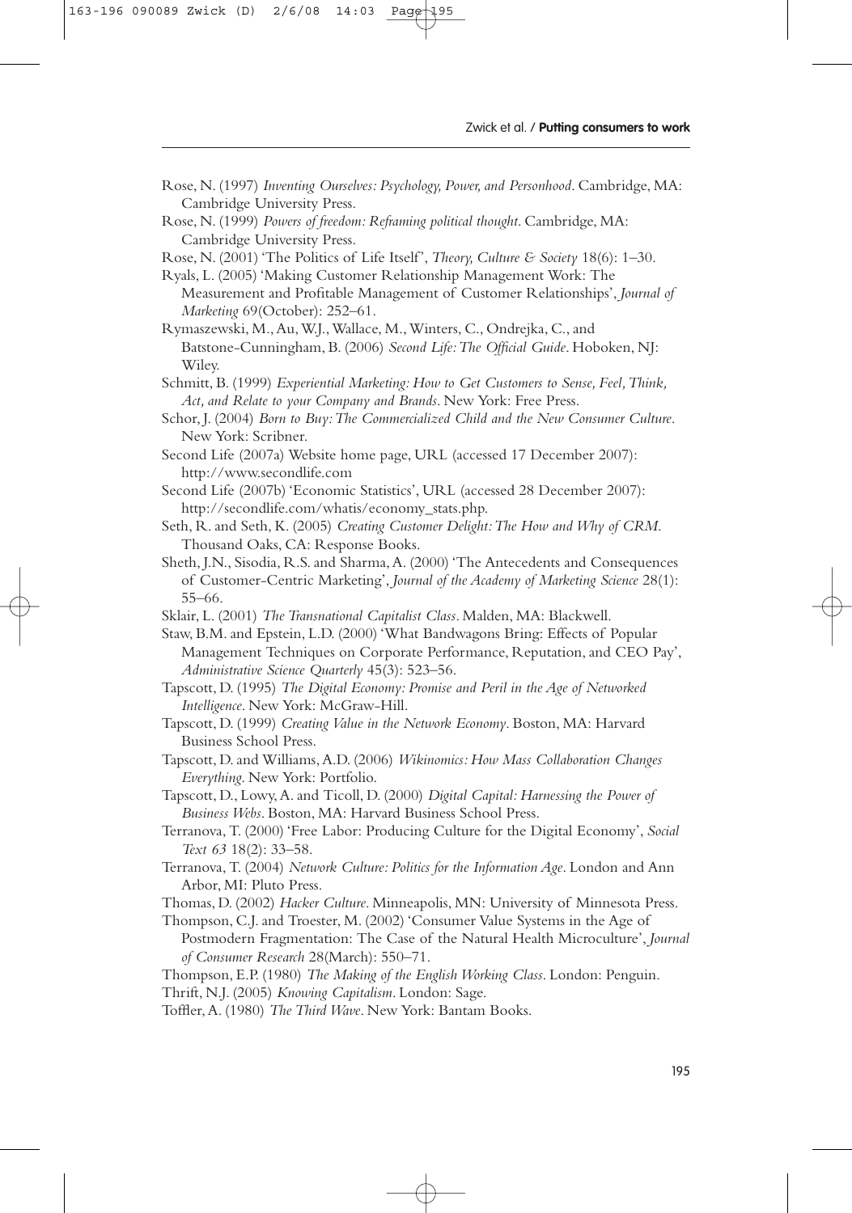Rose, N. (1997) *Inventing Ourselves: Psychology, Power, and Personhood*. Cambridge, MA: Cambridge University Press.

Rose, N. (1999) *Powers of freedom: Reframing political thought*. Cambridge, MA: Cambridge University Press.

Rose, N. (2001) 'The Politics of Life Itself', *Theory, Culture & Society* 18(6): 1–30.

Ryals, L. (2005) 'Making Customer Relationship Management Work: The Measurement and Profitable Management of Customer Relationships', *Journal of Marketing* 69(October): 252–61.

Rymaszewski, M., Au, W.J., Wallace, M., Winters, C., Ondrejka, C., and Batstone-Cunningham, B. (2006) *Second Life: The Official Guide*. Hoboken, NJ: Wiley.

Schmitt, B. (1999) *Experiential Marketing: How to Get Customers to Sense, Feel, Think, Act, and Relate to your Company and Brands*. New York: Free Press.

Schor, J. (2004) *Born to Buy: The Commercialized Child and the New Consumer Culture*. New York: Scribner.

Second Life (2007a) Website home page, URL (accessed 17 December 2007): http://www.secondlife.com

Second Life (2007b) 'Economic Statistics', URL (accessed 28 December 2007): http://secondlife.com/whatis/economy_stats.php.

Seth, R. and Seth, K. (2005) *Creating Customer Delight: The How and Why of CRM*. Thousand Oaks, CA: Response Books.

Sheth, J.N., Sisodia, R.S. and Sharma, A. (2000) 'The Antecedents and Consequences of Customer-Centric Marketing', *Journal of the Academy of Marketing Science* 28(1): 55–66.

Sklair, L. (2001) *The Transnational Capitalist Class*. Malden, MA: Blackwell.

Staw, B.M. and Epstein, L.D. (2000) 'What Bandwagons Bring: Effects of Popular Management Techniques on Corporate Performance, Reputation, and CEO Pay', *Administrative Science Quarterly* 45(3): 523–56.

Tapscott, D. (1995) *The Digital Economy: Promise and Peril in the Age of Networked Intelligence*. New York: McGraw-Hill.

Tapscott, D. (1999) *Creating Value in the Network Economy*. Boston, MA: Harvard Business School Press.

Tapscott, D. and Williams, A.D. (2006) *Wikinomics: How Mass Collaboration Changes Everything*. New York: Portfolio.

Tapscott, D., Lowy, A. and Ticoll, D. (2000) *Digital Capital: Harnessing the Power of Business Webs*. Boston, MA: Harvard Business School Press.

Terranova, T. (2000) 'Free Labor: Producing Culture for the Digital Economy', *Social Text 63* 18(2): 33–58.

Terranova, T. (2004) *Network Culture: Politics for the Information Age*. London and Ann Arbor, MI: Pluto Press.

Thomas, D. (2002) *Hacker Culture*. Minneapolis, MN: University of Minnesota Press.

Thompson, C.J. and Troester, M. (2002) 'Consumer Value Systems in the Age of Postmodern Fragmentation: The Case of the Natural Health Microculture', *Journal of Consumer Research* 28(March): 550–71.

Thompson, E.P. (1980) *The Making of the English Working Class*. London: Penguin.

Thrift, N.J. (2005) *Knowing Capitalism*. London: Sage.

Toffler, A. (1980) *The Third Wave*. New York: Bantam Books.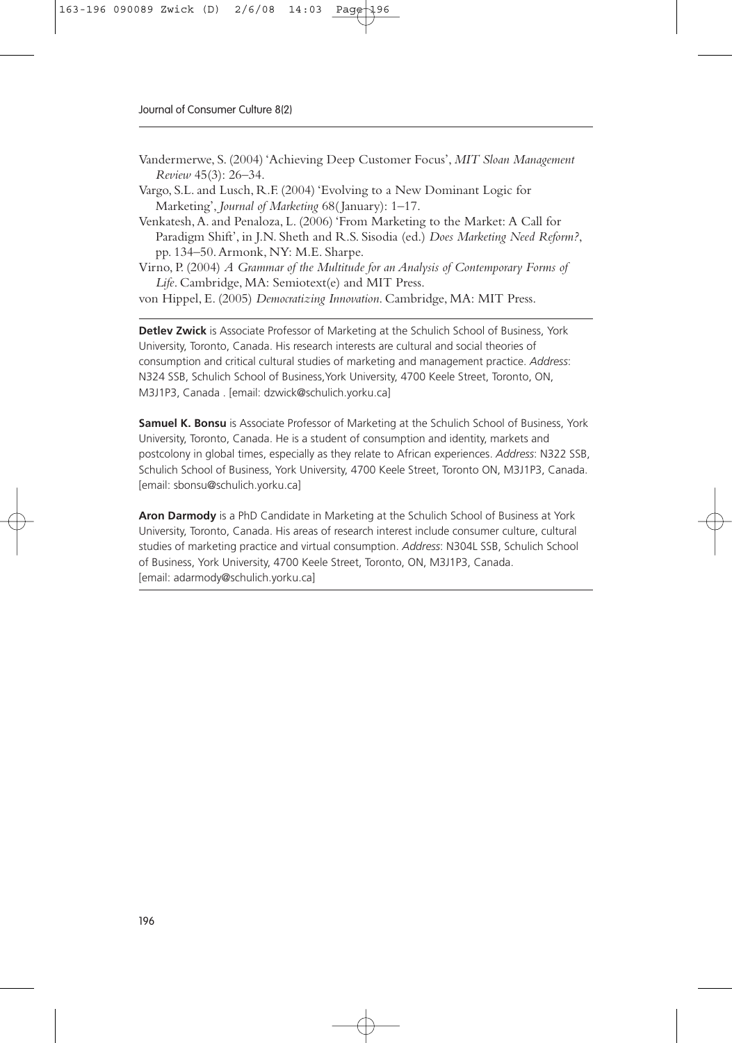Vandermerwe, S. (2004) 'Achieving Deep Customer Focus', *MIT Sloan Management Review* 45(3): 26–34.

Vargo, S.L. and Lusch, R.F. (2004) 'Evolving to a New Dominant Logic for Marketing', *Journal of Marketing* 68(January): 1–17.

Venkatesh, A. and Penaloza, L. (2006) 'From Marketing to the Market: A Call for Paradigm Shift', in J.N. Sheth and R.S. Sisodia (ed.) *Does Marketing Need Reform?*, pp. 134–50. Armonk, NY: M.E. Sharpe.

Virno, P. (2004) *A Grammar of the Multitude for an Analysis of Contemporary Forms of Life*. Cambridge, MA: Semiotext(e) and MIT Press.

von Hippel, E. (2005) *Democratizing Innovation*. Cambridge, MA: MIT Press.

---

**Detlev Zwick** is Associate Professor of Marketing at the Schulich School of Business, York University, Toronto, Canada. His research interests are cultural and social theories of consumption and critical cultural studies of marketing and management practice. *Address*: N324 SSB, Schulich School of Business, York University, 4700 Keele Street, Toronto, ON, M3J1P3, Canada . [email: dzwick@schulich.yorku.ca]

**Samuel K. Bonsu** is Associate Professor of Marketing at the Schulich School of Business, York University, Toronto, Canada. He is a student of consumption and identity, markets and postcolony in global times, especially as they relate to African experiences. *Address*: N322 SSB, Schulich School of Business, York University, 4700 Keele Street, Toronto ON, M3J1P3, Canada. [email: sbonsu@schulich.yorku.ca]

**Aron Darmody** is a PhD Candidate in Marketing at the Schulich School of Business at York University, Toronto, Canada. His areas of research interest include consumer culture, cultural studies of marketing practice and virtual consumption. *Address*: N304L SSB, Schulich School of Business, York University, 4700 Keele Street, Toronto, ON, M3J1P3, Canada. [email: adarmody@schulich.yorku.ca]